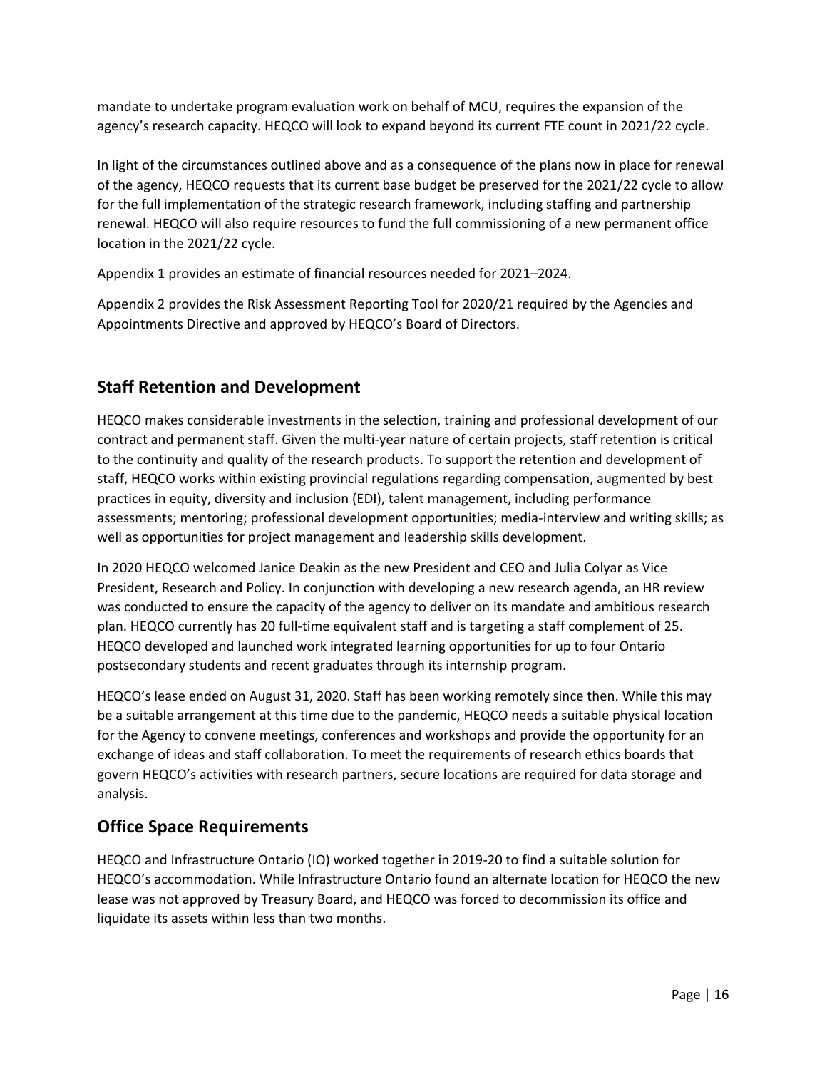mandate to undertake program evaluation work on behalf of MCU, requires the expansion of the agency's research capacity. HEQCO will look to expand beyond its current FTE count in 2021/22 cycle.

In light of the circumstances outlined above and as a consequence of the plans now in place for renewal of the agency, HEQCO requests that its current base budget be preserved for the 2021/22 cycle to allow for the full implementation of the strategic research framework, including staffing and partnership renewal. HEQCO will also require resources to fund the full commissioning of a new permanent office location in the 2021/22 cycle.

Appendix 1 provides an estimate of financial resources needed for 2021–2024.

Appendix 2 provides the Risk Assessment Reporting Tool for 2020/21 required by the Agencies and Appointments Directive and approved by HEQCO's Board of Directors.

## Staff Retention and Development

HEQCO makes considerable investments in the selection, training and professional development of our contract and permanent staff. Given the multi-year nature of certain projects, staff retention is critical to the continuity and quality of the research products. To support the retention and development of staff, HEQCO works within existing provincial regulations regarding compensation, augmented by best practices in equity, diversity and inclusion (EDI), talent management, including performance assessments; mentoring; professional development opportunities; media-interview and writing skills; as well as opportunities for project management and leadership skills development.

In 2020 HEQCO welcomed Janice Deakin as the new President and CEO and Julia Colyar as Vice President, Research and Policy. In conjunction with developing a new research agenda, an HR review was conducted to ensure the capacity of the agency to deliver on its mandate and ambitious research plan. HEQCO currently has 20 full-time equivalent staff and is targeting a staff complement of 25. HEQCO developed and launched work integrated learning opportunities for up to four Ontario postsecondary students and recent graduates through its internship program.

HEQCO's lease ended on August 31, 2020. Staff has been working remotely since then. While this may be a suitable arrangement at this time due to the pandemic, HEQCO needs a suitable physical location for the Agency to convene meetings, conferences and workshops and provide the opportunity for an exchange of ideas and staff collaboration. To meet the requirements of research ethics boards that govern HEQCO's activities with research partners, secure locations are required for data storage and analysis.

## Office Space Requirements

HEQCO and Infrastructure Ontario (IO) worked together in 2019-20 to find a suitable solution for HEQCO's accommodation. While Infrastructure Ontario found an alternate location for HEQCO the new lease was not approved by Treasury Board, and HEQCO was forced to decommission its office and liquidate its assets within less than two months.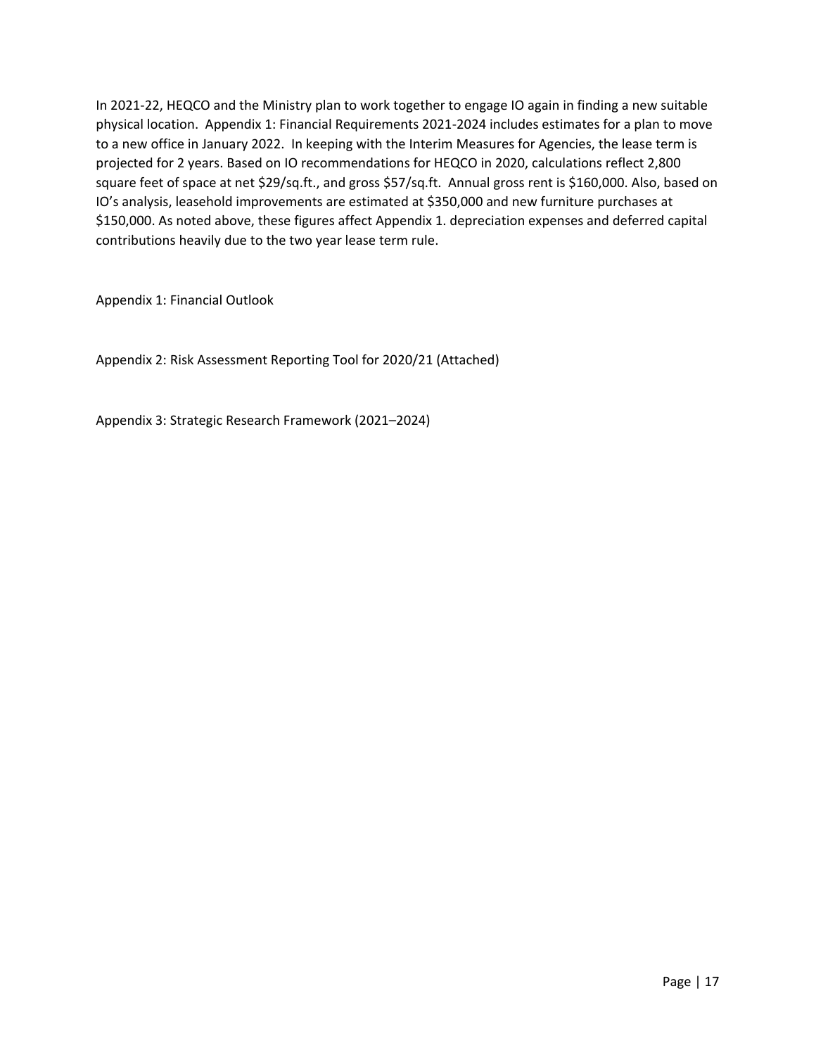In 2021-22, HEQCO and the Ministry plan to work together to engage IO again in finding a new suitable physical location. Appendix 1: Financial Requirements 2021-2024 includes estimates for a plan to move to a new office in January 2022. In keeping with the Interim Measures for Agencies, the lease term is projected for 2 years. Based on IO recommendations for HEQCO in 2020, calculations reflect 2,800 square feet of space at net $29/sq.ft., and gross $57/sq.ft. Annual gross rent is $160,000. Also, based on IO's analysis, leasehold improvements are estimated at $350,000 and new furniture purchases at $150,000. As noted above, these figures affect Appendix 1. depreciation expenses and deferred capital contributions heavily due to the two year lease term rule.

Appendix 1: Financial Outlook

Appendix 2: Risk Assessment Reporting Tool for 2020/21 (Attached)

Appendix 3: Strategic Research Framework (2021–2024)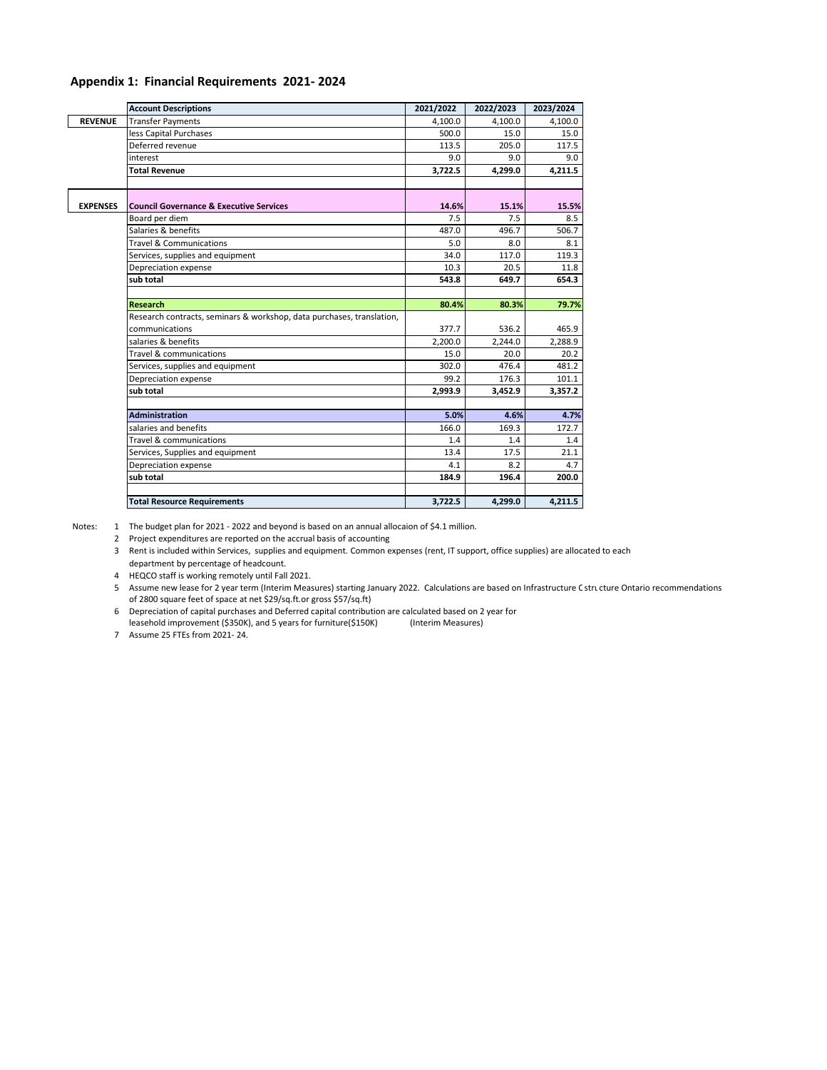## Appendix 1: Financial Requirements 2021- 2024

| | Account Descriptions | 2021/2022 | 2022/2023 | 2023/2024 |
|---|---|---|---|---|
| **REVENUE** | Transfer Payments | 4,100.0 | 4,100.0 | 4,100.0 |
| | less Capital Purchases | 500.0 | 15.0 | 15.0 |
| | Deferred revenue | 113.5 | 205.0 | 117.5 |
| | interest | 9.0 | 9.0 | 9.0 |
| | **Total Revenue** | **3,722.5** | **4,299.0** | **4,211.5** |
| | | | | |
| **EXPENSES** | **Council Governance & Executive Services** | **14.6%** | **15.1%** | **15.5%** |
| | Board per diem | 7.5 | 7.5 | 8.5 |
| | Salaries & benefits | 487.0 | 496.7 | 506.7 |
| | Travel & Communications | 5.0 | 8.0 | 8.1 |
| | Services, supplies and equipment | 34.0 | 117.0 | 119.3 |
| | Depreciation expense | 10.3 | 20.5 | 11.8 |
| | **sub total** | **543.8** | **649.7** | **654.3** |
| | | | | |
| | **Research** | **80.4%** | **80.3%** | **79.7%** |
| | Research contracts, seminars & workshop, data purchases, translation, communications | 377.7 | 536.2 | 465.9 |
| | salaries & benefits | 2,200.0 | 2,244.0 | 2,288.9 |
| | Travel & communications | 15.0 | 20.0 | 20.2 |
| | Services, supplies and equipment | 302.0 | 476.4 | 481.2 |
| | Depreciation expense | 99.2 | 176.3 | 101.1 |
| | **sub total** | **2,993.9** | **3,452.9** | **3,357.2** |
| | | | | |
| | **Administration** | **5.0%** | **4.6%** | **4.7%** |
| | salaries and benefits | 166.0 | 169.3 | 172.7 |
| | Travel & communications | 1.4 | 1.4 | 1.4 |
| | Services, Supplies and equipment | 13.4 | 17.5 | 21.1 |
| | Depreciation expense | 4.1 | 8.2 | 4.7 |
| | **sub total** | **184.9** | **196.4** | **200.0** |
| | | | | |
| | **Total Resource Requirements** | **3,722.5** | **4,299.0** | **4,211.5** |

Notes:

1. The budget plan for 2021 - 2022 and beyond is based on an annual allocaion of $4.1 million.
2. Project expenditures are reported on the accrual basis of accounting
3. Rent is included within Services, supplies and equipment. Common expenses (rent, IT support, office supplies) are allocated to each department by percentage of headcount.
4. HEQCO staff is working remotely until Fall 2021.
5. Assume new lease for 2 year term (Interim Measures) starting January 2022. Calculations are based on Infrastructure C strւ cture Ontario recommendations of 2800 square feet of space at net $29/sq.ft.or gross $57/sq.ft)
6. Depreciation of capital purchases and Deferred capital contribution are calculated based on 2 year for leasehold improvement ($350K), and 5 years for furniture($150K) (Interim Measures)
7. Assume 25 FTEs from 2021- 24.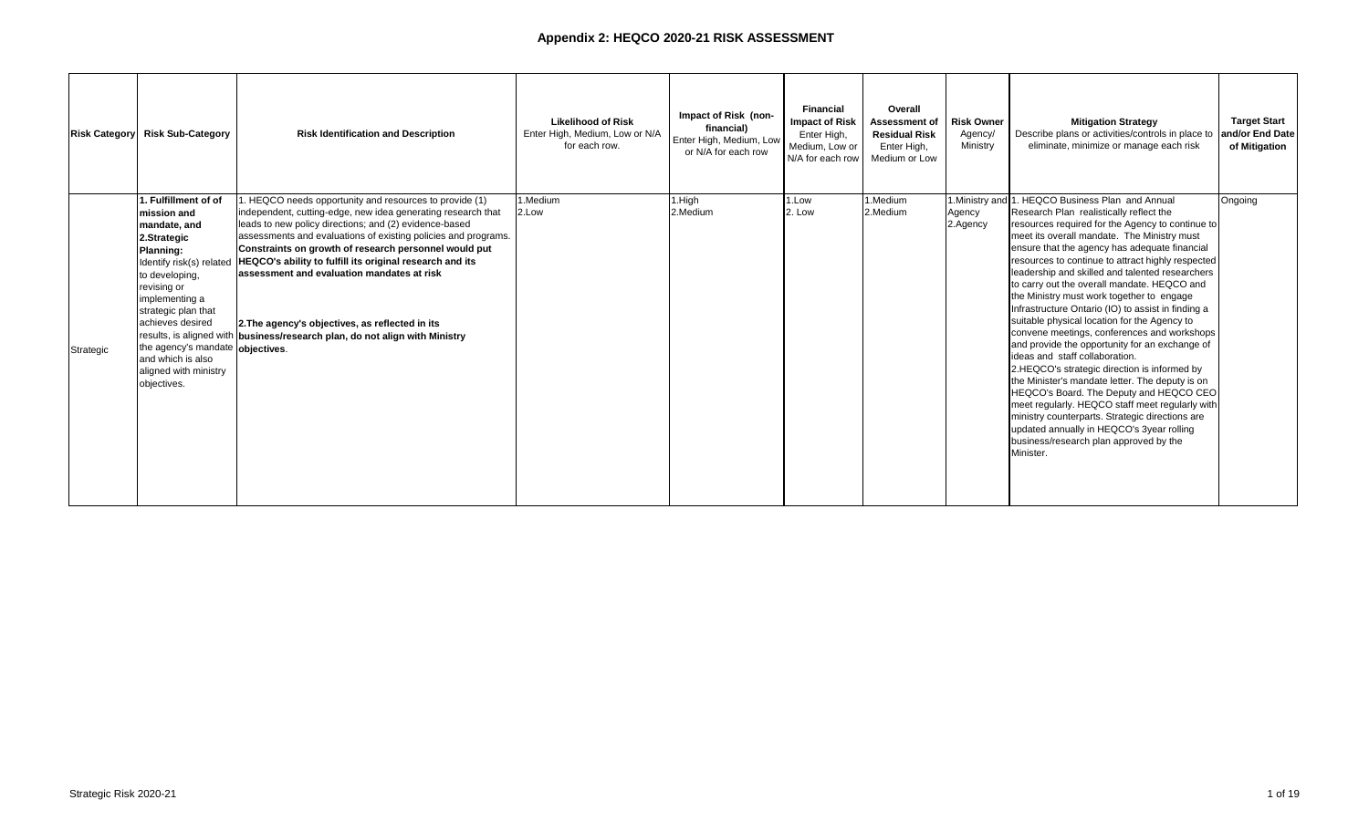# Appendix 2: HEQCO 2020-21 RISK ASSESSMENT

| Risk Category | Risk Sub-Category | Risk Identification and Description | Likelihood of Risk Enter High, Medium, Low or N/A for each row. | Impact of Risk (non-financial) Enter High, Medium, Low or N/A for each row | Financial Impact of Risk Enter High, Medium, Low or N/A for each row | Overall Assessment of Residual Risk Enter High, Medium or Low | Risk Owner Agency/ Ministry | Mitigation Strategy Describe plans or activities/controls in place to eliminate, minimize or manage each risk | Target Start and/or End Date of Mitigation |
|---|---|---|---|---|---|---|---|---|---|
| Strategic | **1. Fulfillment of of mission and mandate, and 2.Strategic Planning:** Identify risk(s) related to developing, revising or implementing a strategic plan that achieves desired results, is aligned with the agency's mandate and which is also aligned with ministry objectives. | 1. HEQCO needs opportunity and resources to provide (1) independent, cutting-edge, new idea generating research that leads to new policy directions; and (2) evidence-based assessments and evaluations of existing policies and programs. **Constraints on growth of research personnel would put HEQCO's ability to fulfill its original research and its assessment and evaluation mandates at risk**<br><br>**2.The agency's objectives, as reflected in its business/research plan, do not align with Ministry objectives**. | 1.Medium<br>2.Low | 1.High<br>2.Medium | 1.Low<br>2. Low | 1.Medium<br>2.Medium | 1.Ministry and Agency<br>2.Agency | 1. HEQCO Business Plan and Annual Research Plan realistically reflect the resources required for the Agency to continue to meet its overall mandate. The Ministry must ensure that the agency has adequate financial resources to continue to attract highly respected leadership and skilled and talented researchers to carry out the overall mandate. HEQCO and the Ministry must work together to engage Infrastructure Ontario (IO) to assist in finding a suitable physical location for the Agency to convene meetings, conferences and workshops and provide the opportunity for an exchange of ideas and staff collaboration.<br>2.HEQCO's strategic direction is informed by the Minister's mandate letter. The deputy is on HEQCO's Board. The Deputy and HEQCO CEO meet regularly. HEQCO staff meet regularly with ministry counterparts. Strategic directions are updated annually in HEQCO's 3year rolling business/research plan approved by the Minister. | Ongoing |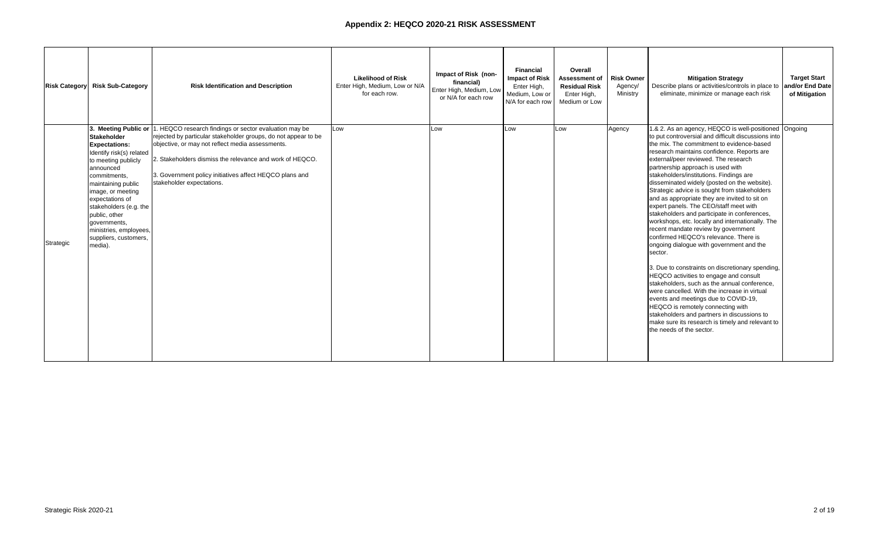# Appendix 2: HEQCO 2020-21 RISK ASSESSMENT

| Risk Category | Risk Sub-Category | Risk Identification and Description | Likelihood of Risk Enter High, Medium, Low or N/A for each row. | Impact of Risk (non-financial) Enter High, Medium, Low or N/A for each row | Financial Impact of Risk Enter High, Medium, Low or N/A for each row | Overall Assessment of Residual Risk Enter High, Medium or Low | Risk Owner Agency/ Ministry | Mitigation Strategy Describe plans or activities/controls in place to eliminate, minimize or manage each risk | Target Start and/or End Date of Mitigation |
|---|---|---|---|---|---|---|---|---|---|
| Strategic | **3. Meeting Public or Stakeholder Expectations:** Identify risk(s) related to meeting publicly announced commitments, maintaining public image, or meeting expectations of stakeholders (e.g. the public, other governments, ministries, employees, suppliers, customers, media). | 1. HEQCO research findings or sector evaluation may be rejected by particular stakeholder groups, do not appear to be objective, or may not reflect media assessments.<br><br>2. Stakeholders dismiss the relevance and work of HEQCO.<br><br>3. Government policy initiatives affect HEQCO plans and stakeholder expectations. | Low | Low | Low | Low | Agency | 1.& 2. As an agency, HEQCO is well-positioned to put controversial and difficult discussions into the mix. The commitment to evidence-based research maintains confidence. Reports are external/peer reviewed. The research partnership approach is used with stakeholders/institutions. Findings are disseminated widely (posted on the website). Strategic advice is sought from stakeholders and as appropriate they are invited to sit on expert panels. The CEO/staff meet with stakeholders and participate in conferences, workshops, etc. locally and internationally. The recent mandate review by government confirmed HEQCO's relevance. There is ongoing dialogue with government and the sector.<br><br>3. Due to constraints on discretionary spending, HEQCO activities to engage and consult stakeholders, such as the annual conference, were cancelled. With the increase in virtual events and meetings due to COVID-19, HEQCO is remotely connecting with stakeholders and partners in discussions to make sure its research is timely and relevant to the needs of the sector. | Ongoing |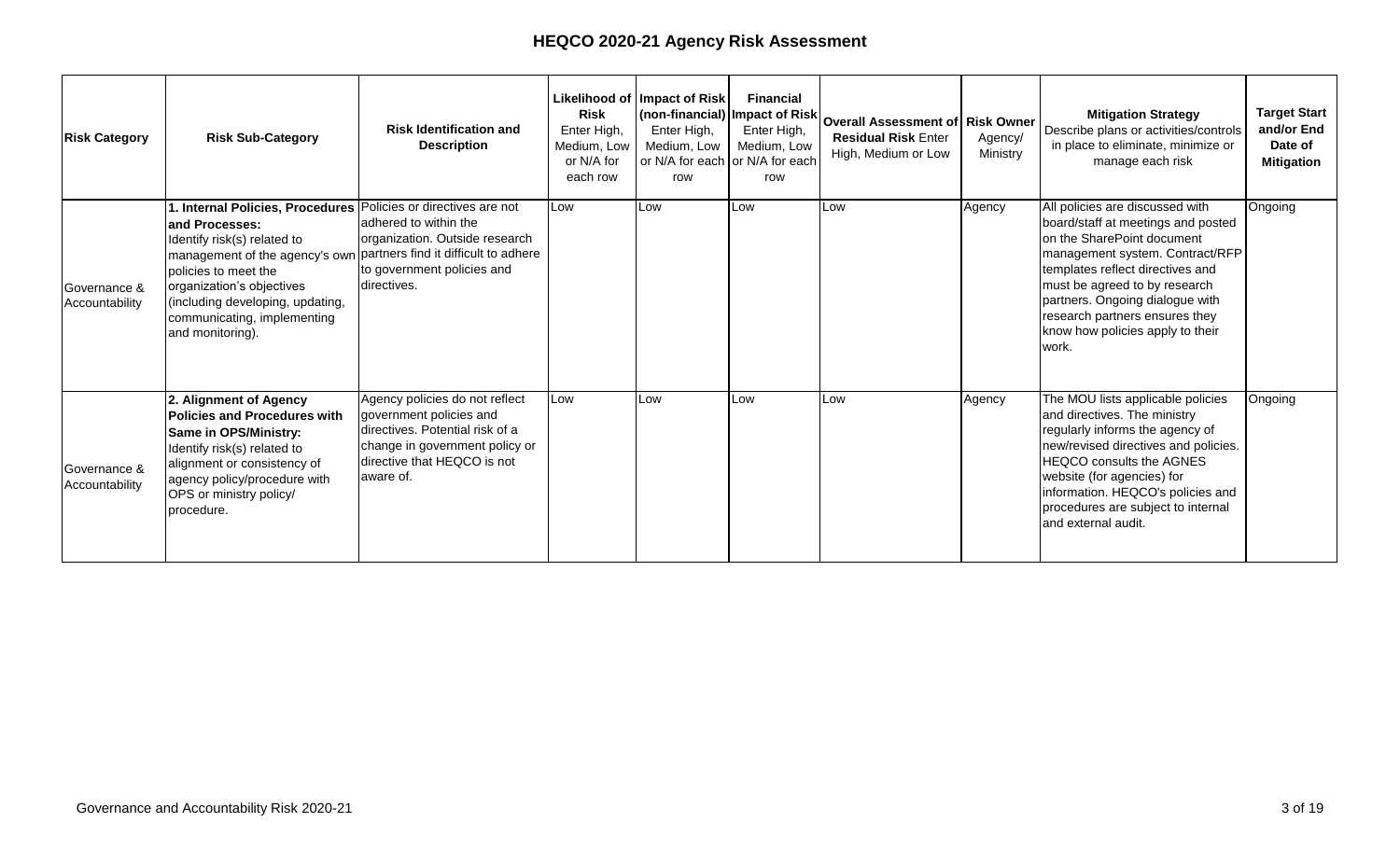# HEQCO 2020-21 Agency Risk Assessment

| Risk Category | Risk Sub-Category | Risk Identification and Description | Likelihood of Risk Enter High, Medium, Low or N/A for each row | Impact of Risk (non-financial) Enter High, Medium, Low or N/A for each row | Financial Impact of Risk Enter High, Medium, Low or N/A for each row | Overall Assessment of Residual Risk Enter High, Medium or Low | Risk Owner Agency/ Ministry | Mitigation Strategy Describe plans or activities/controls in place to eliminate, minimize or manage each risk | Target Start and/or End Date of Mitigation |
|---|---|---|---|---|---|---|---|---|---|
| Governance & Accountability | **1. Internal Policies, Procedures and Processes:** Identify risk(s) related to management of the agency's own policies to meet the organization's objectives (including developing, updating, communicating, implementing and monitoring). | Policies or directives are not adhered to within the organization. Outside research partners find it difficult to adhere to government policies and directives. | Low | Low | Low | Low | Agency | All policies are discussed with board/staff at meetings and posted on the SharePoint document management system. Contract/RFP templates reflect directives and must be agreed to by research partners. Ongoing dialogue with research partners ensures they know how policies apply to their work. | Ongoing |
| Governance & Accountability | **2. Alignment of Agency Policies and Procedures with Same in OPS/Ministry:** Identify risk(s) related to alignment or consistency of agency policy/procedure with OPS or ministry policy/ procedure. | Agency policies do not reflect government policies and directives. Potential risk of a change in government policy or directive that HEQCO is not aware of. | Low | Low | Low | Low | Agency | The MOU lists applicable policies and directives. The ministry regularly informs the agency of new/revised directives and policies. HEQCO consults the AGNES website (for agencies) for information. HEQCO's policies and procedures are subject to internal and external audit. | Ongoing |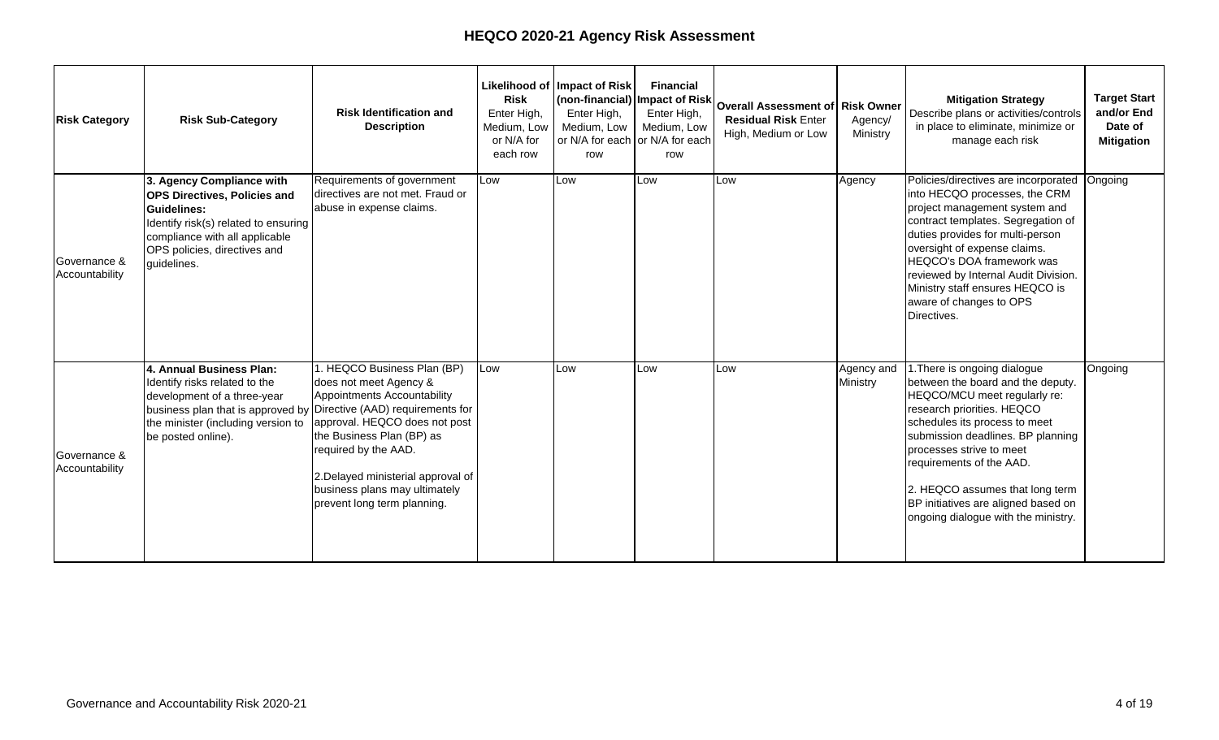# HEQCO 2020-21 Agency Risk Assessment

| Risk Category | Risk Sub-Category | Risk Identification and Description | Likelihood of Risk Enter High, Medium, Low or N/A for each row | Impact of Risk (non-financial) Enter High, Medium, Low or N/A for each row | Financial Impact of Risk Enter High, Medium, Low or N/A for each row | Overall Assessment of Residual Risk Enter High, Medium or Low | Risk Owner Agency/ Ministry | Mitigation Strategy Describe plans or activities/controls in place to eliminate, minimize or manage each risk | Target Start and/or End Date of Mitigation |
|---|---|---|---|---|---|---|---|---|---|
| Governance & Accountability | **3. Agency Compliance with OPS Directives, Policies and Guidelines:** Identify risk(s) related to ensuring compliance with all applicable OPS policies, directives and guidelines. | Requirements of government directives are not met. Fraud or abuse in expense claims. | Low | Low | Low | Low | Agency | Policies/directives are incorporated into HECQO processes, the CRM project management system and contract templates. Segregation of duties provides for multi-person oversight of expense claims. HEQCO's DOA framework was reviewed by Internal Audit Division. Ministry staff ensures HEQCO is aware of changes to OPS Directives. | Ongoing |
| Governance & Accountability | **4. Annual Business Plan:** Identify risks related to the development of a three-year business plan that is approved by the minister (including version to be posted online). | 1. HEQCO Business Plan (BP) does not meet Agency & Appointments Accountability Directive (AAD) requirements for approval. HEQCO does not post the Business Plan (BP) as required by the AAD.<br><br>2.Delayed ministerial approval of business plans may ultimately prevent long term planning. | Low | Low | Low | Low | Agency and Ministry | 1.There is ongoing dialogue between the board and the deputy. HEQCO/MCU meet regularly re: research priorities. HEQCO schedules its process to meet submission deadlines. BP planning processes strive to meet requirements of the AAD.<br><br>2. HEQCO assumes that long term BP initiatives are aligned based on ongoing dialogue with the ministry. | Ongoing |

Governance and Accountability Risk 2020-21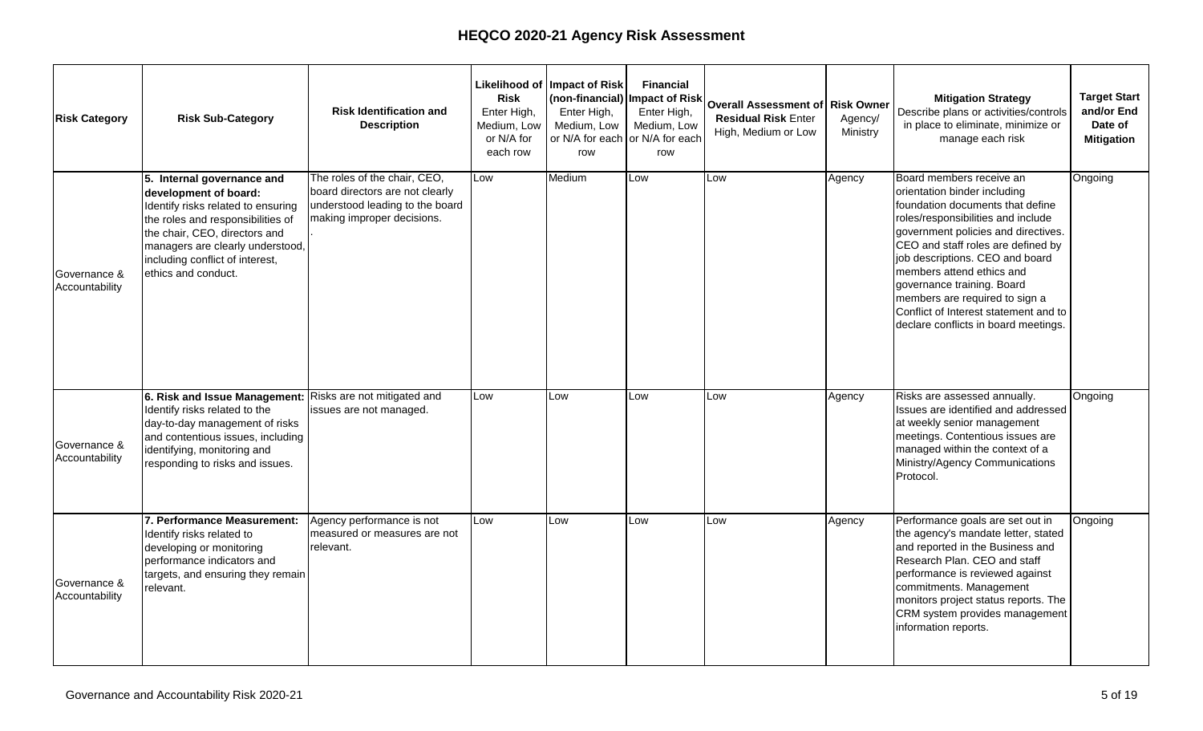# HEQCO 2020-21 Agency Risk Assessment

| Risk Category | Risk Sub-Category | Risk Identification and Description | Likelihood of Risk Enter High, Medium, Low or N/A for each row | Impact of Risk (non-financial) Enter High, Medium, Low or N/A for each row | Financial Impact of Risk Enter High, Medium, Low or N/A for each row | Overall Assessment of Residual Risk Enter High, Medium or Low | Risk Owner Agency/ Ministry | Mitigation Strategy Describe plans or activities/controls in place to eliminate, minimize or manage each risk | Target Start and/or End Date of Mitigation |
|---|---|---|---|---|---|---|---|---|---|
| Governance & Accountability | **5. Internal governance and development of board:** Identify risks related to ensuring the roles and responsibilities of the chair, CEO, directors and managers are clearly understood, including conflict of interest, ethics and conduct. | The roles of the chair, CEO, board directors are not clearly understood leading to the board making improper decisions. . | Low | Medium | Low | Low | Agency | Board members receive an orientation binder including foundation documents that define roles/responsibilities and include government policies and directives. CEO and staff roles are defined by job descriptions. CEO and board members attend ethics and governance training. Board members are required to sign a Conflict of Interest statement and to declare conflicts in board meetings. | Ongoing |
| Governance & Accountability | **6. Risk and Issue Management:** Identify risks related to the day-to-day management of risks and contentious issues, including identifying, monitoring and responding to risks and issues. | Risks are not mitigated and issues are not managed. | Low | Low | Low | Low | Agency | Risks are assessed annually. Issues are identified and addressed at weekly senior management meetings. Contentious issues are managed within the context of a Ministry/Agency Communications Protocol. | Ongoing |
| Governance & Accountability | **7. Performance Measurement:** Identify risks related to developing or monitoring performance indicators and targets, and ensuring they remain relevant. | Agency performance is not measured or measures are not relevant. | Low | Low | Low | Low | Agency | Performance goals are set out in the agency's mandate letter, stated and reported in the Business and Research Plan. CEO and staff performance is reviewed against commitments. Management monitors project status reports. The CRM system provides management information reports. | Ongoing |

Governance and Accountability Risk 2020-21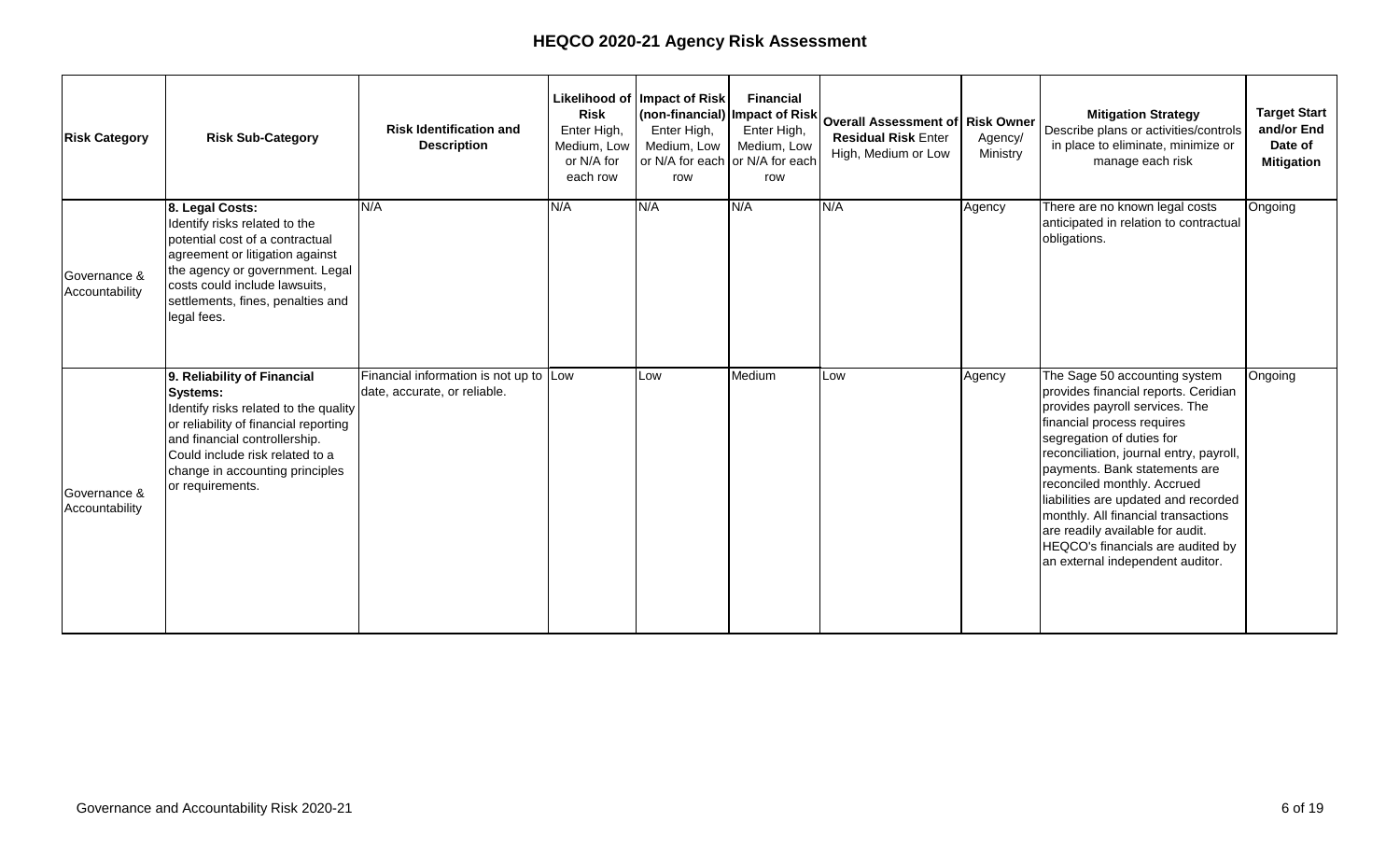# HEQCO 2020-21 Agency Risk Assessment

| Risk Category | Risk Sub-Category | Risk Identification and Description | Likelihood of Risk Enter High, Medium, Low or N/A for each row | Impact of Risk (non-financial) Enter High, Medium, Low or N/A for each row | Financial Impact of Risk Enter High, Medium, Low or N/A for each row | Overall Assessment of Residual Risk Enter High, Medium or Low | Risk Owner Agency/ Ministry | Mitigation Strategy Describe plans or activities/controls in place to eliminate, minimize or manage each risk | Target Start and/or End Date of Mitigation |
|---|---|---|---|---|---|---|---|---|---|
| Governance & Accountability | **8. Legal Costs:** Identify risks related to the potential cost of a contractual agreement or litigation against the agency or government. Legal costs could include lawsuits, settlements, fines, penalties and legal fees. | N/A | N/A | N/A | N/A | N/A | Agency | There are no known legal costs anticipated in relation to contractual obligations. | Ongoing |
| Governance & Accountability | **9. Reliability of Financial Systems:** Identify risks related to the quality or reliability of financial reporting and financial controllership. Could include risk related to a change in accounting principles or requirements. | Financial information is not up to date, accurate, or reliable. | Low | Low | Medium | Low | Agency | The Sage 50 accounting system provides financial reports. Ceridian provides payroll services. The financial process requires segregation of duties for reconciliation, journal entry, payroll, payments. Bank statements are reconciled monthly. Accrued liabilities are updated and recorded monthly. All financial transactions are readily available for audit. HEQCO's financials are audited by an external independent auditor. | Ongoing |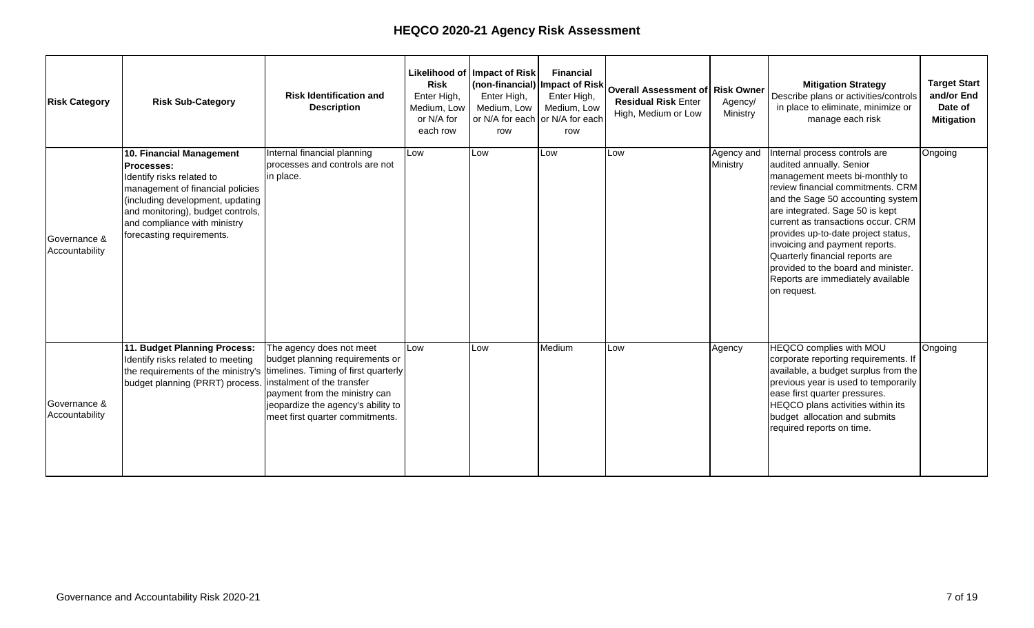# HEQCO 2020-21 Agency Risk Assessment

| Risk Category | Risk Sub-Category | Risk Identification and Description | Likelihood of Risk Enter High, Medium, Low or N/A for each row | Impact of Risk (non-financial) Enter High, Medium, Low or N/A for each row | Financial Impact of Risk Enter High, Medium, Low or N/A for each row | Overall Assessment of Residual Risk Enter High, Medium or Low | Risk Owner Agency/ Ministry | Mitigation Strategy Describe plans or activities/controls in place to eliminate, minimize or manage each risk | Target Start and/or End Date of Mitigation |
|---|---|---|---|---|---|---|---|---|---|
| Governance & Accountability | **10. Financial Management Processes:** Identify risks related to management of financial policies (including development, updating and monitoring), budget controls, and compliance with ministry forecasting requirements. | Internal financial planning processes and controls are not in place. | Low | Low | Low | Low | Agency and Ministry | Internal process controls are audited annually. Senior management meets bi-monthly to review financial commitments. CRM and the Sage 50 accounting system are integrated. Sage 50 is kept current as transactions occur. CRM provides up-to-date project status, invoicing and payment reports. Quarterly financial reports are provided to the board and minister. Reports are immediately available on request. | Ongoing |
| Governance & Accountability | **11. Budget Planning Process:** Identify risks related to meeting the requirements of the ministry's budget planning (PRRT) process. | The agency does not meet budget planning requirements or timelines. Timing of first quarterly instalment of the transfer payment from the ministry can jeopardize the agency's ability to meet first quarter commitments. | Low | Low | Medium | Low | Agency | HEQCO complies with MOU corporate reporting requirements. If available, a budget surplus from the previous year is used to temporarily ease first quarter pressures. HEQCO plans activities within its budget allocation and submits required reports on time. | Ongoing |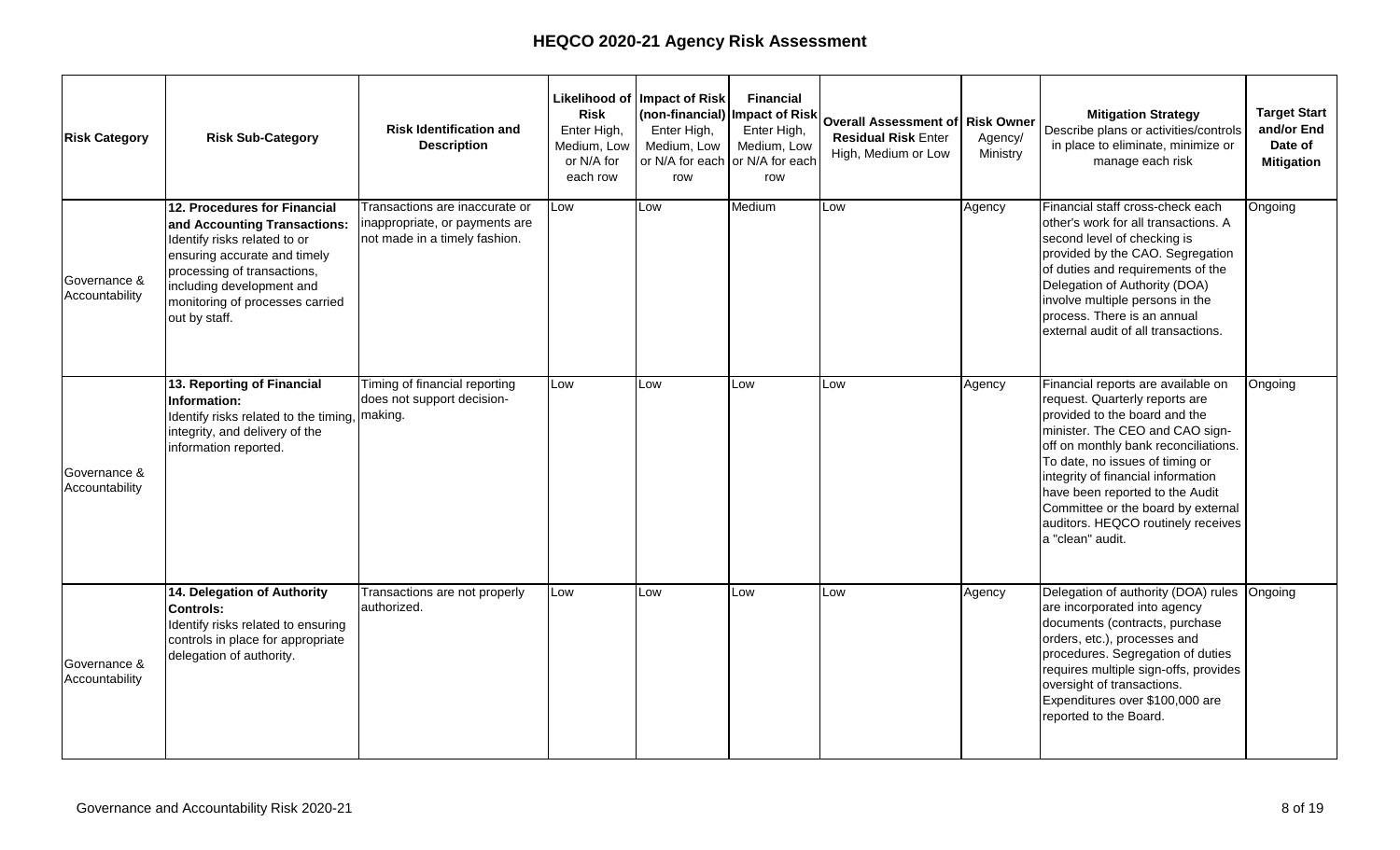# HEQCO 2020-21 Agency Risk Assessment

| Risk Category | Risk Sub-Category | Risk Identification and Description | Likelihood of Risk Enter High, Medium, Low or N/A for each row | Impact of Risk (non-financial) Enter High, Medium, Low or N/A for each row | Financial Impact of Risk Enter High, Medium, Low or N/A for each row | Overall Assessment of Residual Risk Enter High, Medium or Low | Risk Owner Agency/ Ministry | Mitigation Strategy Describe plans or activities/controls in place to eliminate, minimize or manage each risk | Target Start and/or End Date of Mitigation |
|---|---|---|---|---|---|---|---|---|---|
| Governance & Accountability | **12. Procedures for Financial and Accounting Transactions:** Identify risks related to or ensuring accurate and timely processing of transactions, including development and monitoring of processes carried out by staff. | Transactions are inaccurate or inappropriate, or payments are not made in a timely fashion. | Low | Low | Medium | Low | Agency | Financial staff cross-check each other's work for all transactions. A second level of checking is provided by the CAO. Segregation of duties and requirements of the Delegation of Authority (DOA) involve multiple persons in the process. There is an annual external audit of all transactions. | Ongoing |
| Governance & Accountability | **13. Reporting of Financial Information:** Identify risks related to the timing, integrity, and delivery of the information reported. | Timing of financial reporting does not support decision-making. | Low | Low | Low | Low | Agency | Financial reports are available on request. Quarterly reports are provided to the board and the minister. The CEO and CAO sign-off on monthly bank reconciliations. To date, no issues of timing or integrity of financial information have been reported to the Audit Committee or the board by external auditors. HEQCO routinely receives a "clean" audit. | Ongoing |
| Governance & Accountability | **14. Delegation of Authority Controls:** Identify risks related to ensuring controls in place for appropriate delegation of authority. | Transactions are not properly authorized. | Low | Low | Low | Low | Agency | Delegation of authority (DOA) rules are incorporated into agency documents (contracts, purchase orders, etc.), processes and procedures. Segregation of duties requires multiple sign-offs, provides oversight of transactions. Expenditures over $100,000 are reported to the Board. | Ongoing |

Governance and Accountability Risk 2020-21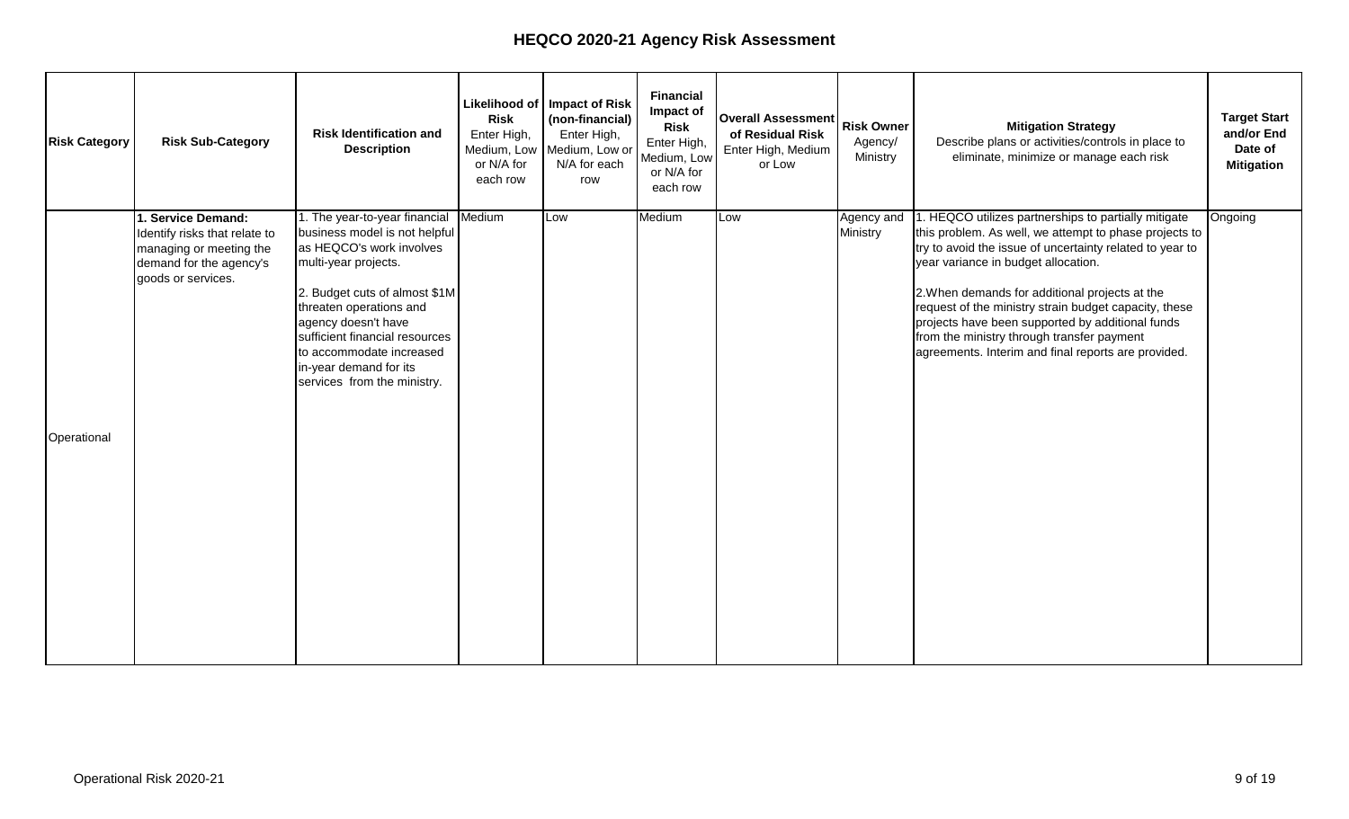# HEQCO 2020-21 Agency Risk Assessment

| Risk Category | Risk Sub-Category | Risk Identification and Description | Likelihood of Risk Enter High, Medium, Low or N/A for each row | Impact of Risk (non-financial) Enter High, Medium, Low or N/A for each row | Financial Impact of Risk Enter High, Medium, Low or N/A for each row | Overall Assessment of Residual Risk Enter High, Medium or Low | Risk Owner Agency/ Ministry | Mitigation Strategy Describe plans or activities/controls in place to eliminate, minimize or manage each risk | Target Start and/or End Date of Mitigation |
|---|---|---|---|---|---|---|---|---|---|
| Operational | **1. Service Demand:** Identify risks that relate to managing or meeting the demand for the agency's goods or services. | 1. The year-to-year financial business model is not helpful as HEQCO's work involves multi-year projects.<br><br>2. Budget cuts of almost $1M threaten operations and agency doesn't have sufficient financial resources to accommodate increased in-year demand for its services from the ministry. | Medium | Low | Medium | Low | Agency and Ministry | 1. HEQCO utilizes partnerships to partially mitigate this problem. As well, we attempt to phase projects to try to avoid the issue of uncertainty related to year to year variance in budget allocation.<br><br>2.When demands for additional projects at the request of the ministry strain budget capacity, these projects have been supported by additional funds from the ministry through transfer payment agreements. Interim and final reports are provided. | Ongoing |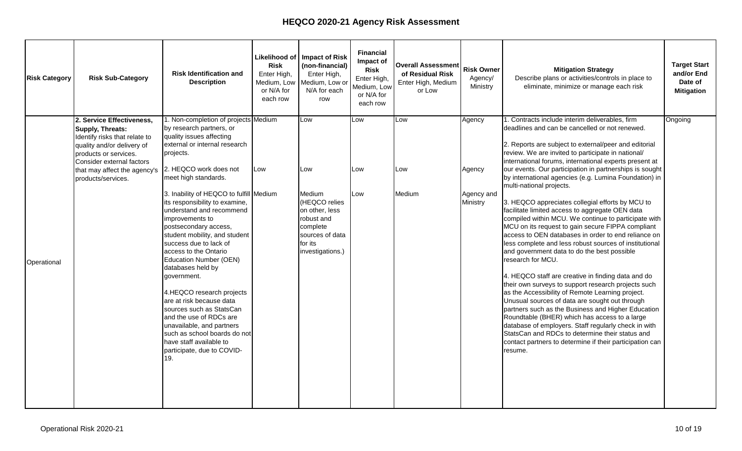# HEQCO 2020-21 Agency Risk Assessment

| Risk Category | Risk Sub-Category | Risk Identification and Description | Likelihood of Risk Enter High, Medium, Low or N/A for each row | Impact of Risk (non-financial) Enter High, Medium, Low or N/A for each row | Financial Impact of Risk Enter High, Medium, Low or N/A for each row | Overall Assessment of Residual Risk Enter High, Medium or Low | Risk Owner Agency/ Ministry | Mitigation Strategy Describe plans or activities/controls in place to eliminate, minimize or manage each risk | Target Start and/or End Date of Mitigation |
|---|---|---|---|---|---|---|---|---|---|
| Operational | **2. Service Effectiveness, Supply, Threats:** Identify risks that relate to quality and/or delivery of products or services. Consider external factors that may affect the agency's products/services. | 1. Non-completion of projects by research partners, or quality issues affecting external or internal research projects. | Medium | Low | Low | Low | Agency | 1. Contracts include interim deliverables, firm deadlines and can be cancelled or not renewed. | Ongoing |
| | | 2. HEQCO work does not meet high standards. | Low | Low | Low | Low | Agency | 2. Reports are subject to external/peer and editorial review. We are invited to participate in national/ international forums, international experts present at our events. Our participation in partnerships is sought by international agencies (e.g. Lumina Foundation) in multi-national projects. | |
| | | 3. Inability of HEQCO to fulfill its responsibility to examine, understand and recommend improvements to postsecondary access, student mobility, and student success due to lack of access to the Ontario Education Number (OEN) databases held by government. | Medium | Medium (HEQCO relies on other, less robust and complete sources of data for its investigations.) | Low | Medium | Agency and Ministry | 3. HEQCO appreciates collegial efforts by MCU to facilitate limited access to aggregate OEN data compiled within MCU. We continue to participate with MCU on its request to gain secure FIPPA compliant access to OEN databases in order to end reliance on less complete and less robust sources of institutional and government data to do the best possible research for MCU. | |
| | | 4.HEQCO research projects are at risk because data sources such as StatsCan and the use of RDCs are unavailable, and partners such as school boards do not have staff available to participate, due to COVID-19. | | | | | | 4. HEQCO staff are creative in finding data and do their own surveys to support research projects such as the Accessibility of Remote Learning project. Unusual sources of data are sought out through partners such as the Business and Higher Education Roundtable (BHER) which has access to a large database of employers. Staff regularly check in with StatsCan and RDCs to determine their status and contact partners to determine if their participation can resume. | |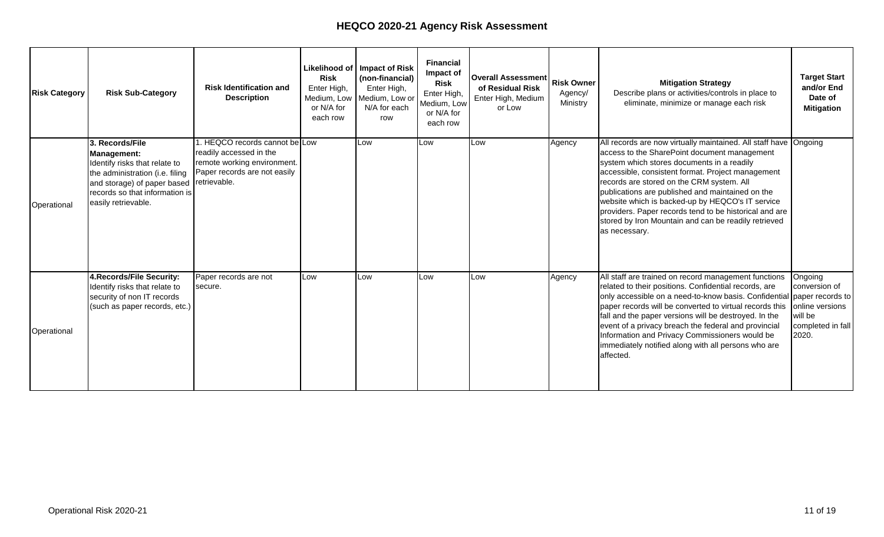# HEQCO 2020-21 Agency Risk Assessment

| Risk Category | Risk Sub-Category | Risk Identification and Description | Likelihood of Risk Enter High, Medium, Low or N/A for each row | Impact of Risk (non-financial) Enter High, Medium, Low or N/A for each row | Financial Impact of Risk Enter High, Medium, Low or N/A for each row | Overall Assessment of Residual Risk Enter High, Medium or Low | Risk Owner Agency/ Ministry | Mitigation Strategy Describe plans or activities/controls in place to eliminate, minimize or manage each risk | Target Start and/or End Date of Mitigation |
|---|---|---|---|---|---|---|---|---|---|
| Operational | **3. Records/File Management:** Identify risks that relate to the administration (i.e. filing and storage) of paper based records so that information is easily retrievable. | 1. HEQCO records cannot be readily accessed in the remote working environment. Paper records are not easily retrievable. | Low | Low | Low | Low | Agency | All records are now virtually maintained. All staff have access to the SharePoint document management system which stores documents in a readily accessible, consistent format. Project management records are stored on the CRM system. All publications are published and maintained on the website which is backed-up by HEQCO's IT service providers. Paper records tend to be historical and are stored by Iron Mountain and can be readily retrieved as necessary. | Ongoing |
| Operational | **4.Records/File Security:** Identify risks that relate to security of non IT records (such as paper records, etc.) | Paper records are not secure. | Low | Low | Low | Low | Agency | All staff are trained on record management functions related to their positions. Confidential records, are only accessible on a need-to-know basis. Confidential paper records will be converted to virtual records this fall and the paper versions will be destroyed. In the event of a privacy breach the federal and provincial Information and Privacy Commissioners would be immediately notified along with all persons who are affected. | Ongoing conversion of paper records to online versions will be completed in fall 2020. |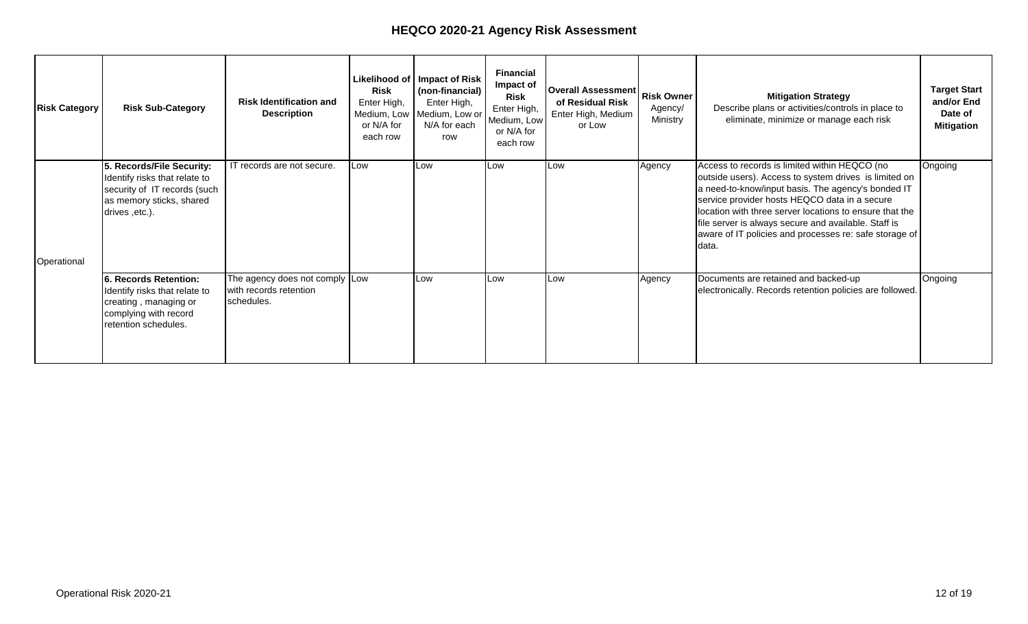# HEQCO 2020-21 Agency Risk Assessment

| Risk Category | Risk Sub-Category | Risk Identification and Description | Likelihood of Risk Enter High, Medium, Low or N/A for each row | Impact of Risk (non-financial) Enter High, Medium, Low or N/A for each row | Financial Impact of Risk Enter High, Medium, Low or N/A for each row | Overall Assessment of Residual Risk Enter High, Medium or Low | Risk Owner Agency/ Ministry | Mitigation Strategy Describe plans or activities/controls in place to eliminate, minimize or manage each risk | Target Start and/or End Date of Mitigation |
|---|---|---|---|---|---|---|---|---|---|
| Operational | **5. Records/File Security:** Identify risks that relate to security of IT records (such as memory sticks, shared drives ,etc.). | IT records are not secure. | Low | Low | Low | Low | Agency | Access to records is limited within HEQCO (no outside users). Access to system drives is limited on a need-to-know/input basis. The agency's bonded IT service provider hosts HEQCO data in a secure location with three server locations to ensure that the file server is always secure and available. Staff is aware of IT policies and processes re: safe storage of data. | Ongoing |
| | **6. Records Retention:** Identify risks that relate to creating , managing or complying with record retention schedules. | The agency does not comply with records retention schedules. | Low | Low | Low | Low | Agency | Documents are retained and backed-up electronically. Records retention policies are followed. | Ongoing |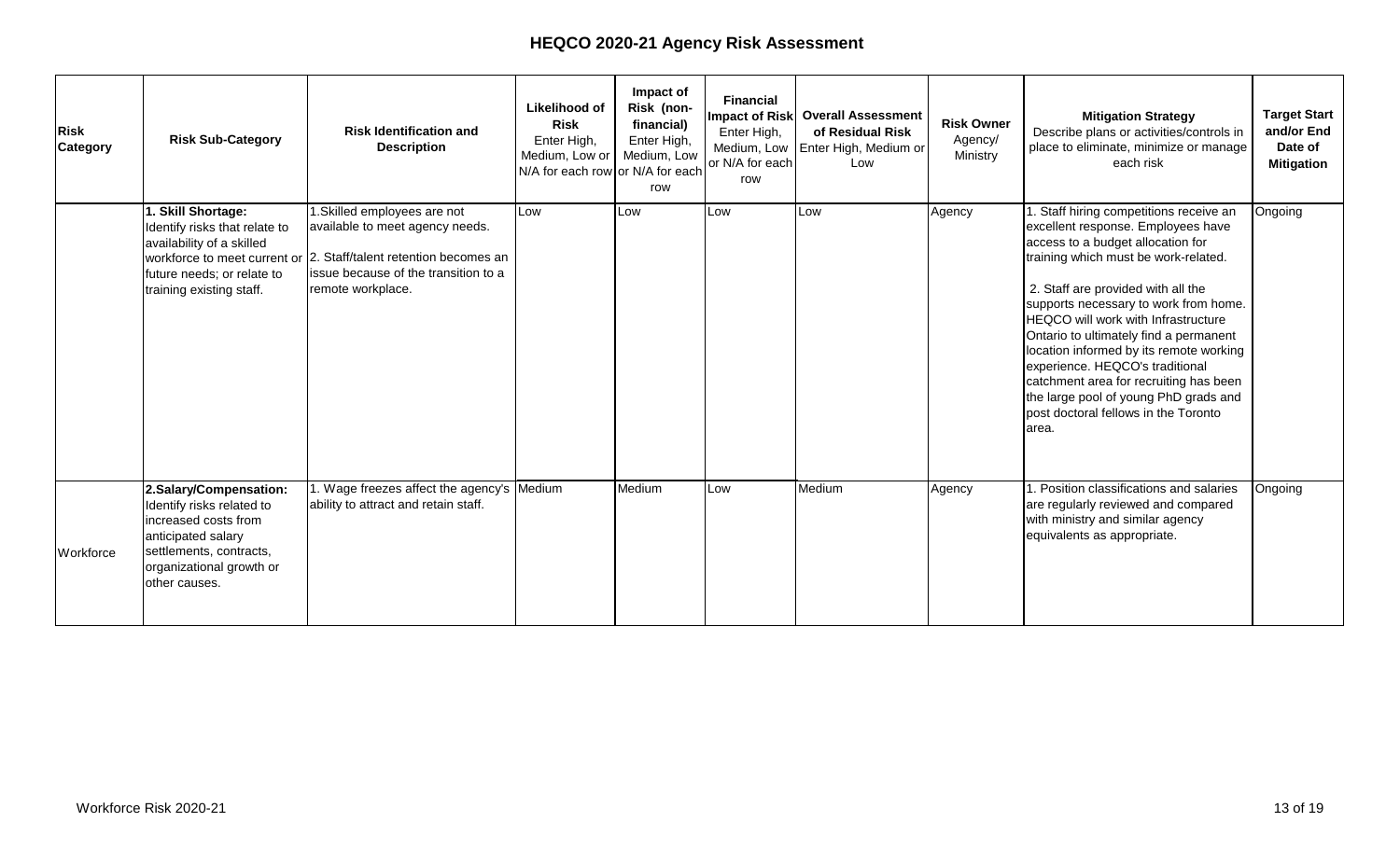# HEQCO 2020-21 Agency Risk Assessment

| Risk Category | Risk Sub-Category | Risk Identification and Description | Likelihood of Risk Enter High, Medium, Low or N/A for each row | Impact of Risk (non-financial) Enter High, Medium, Low or N/A for each row | Financial Impact of Risk Enter High, Medium, Low or N/A for each row | Overall Assessment of Residual Risk Enter High, Medium or Low | Risk Owner Agency/ Ministry | Mitigation Strategy Describe plans or activities/controls in place to eliminate, minimize or manage each risk | Target Start and/or End Date of Mitigation |
|---|---|---|---|---|---|---|---|---|---|
| Workforce | **1. Skill Shortage:** Identify risks that relate to availability of a skilled workforce to meet current or future needs; or relate to training existing staff. | 1.Skilled employees are not available to meet agency needs.<br><br>2. Staff/talent retention becomes an issue because of the transition to a remote workplace. | Low | Low | Low | Low | Agency | 1. Staff hiring competitions receive an excellent response. Employees have access to a budget allocation for training which must be work-related.<br><br>2. Staff are provided with all the supports necessary to work from home. HEQCO will work with Infrastructure Ontario to ultimately find a permanent location informed by its remote working experience. HEQCO's traditional catchment area for recruiting has been the large pool of young PhD grads and post doctoral fellows in the Toronto area. | Ongoing |
| | **2.Salary/Compensation:** Identify risks related to increased costs from anticipated salary settlements, contracts, organizational growth or other causes. | 1. Wage freezes affect the agency's ability to attract and retain staff. | Medium | Medium | Low | Medium | Agency | 1. Position classifications and salaries are regularly reviewed and compared with ministry and similar agency equivalents as appropriate. | Ongoing |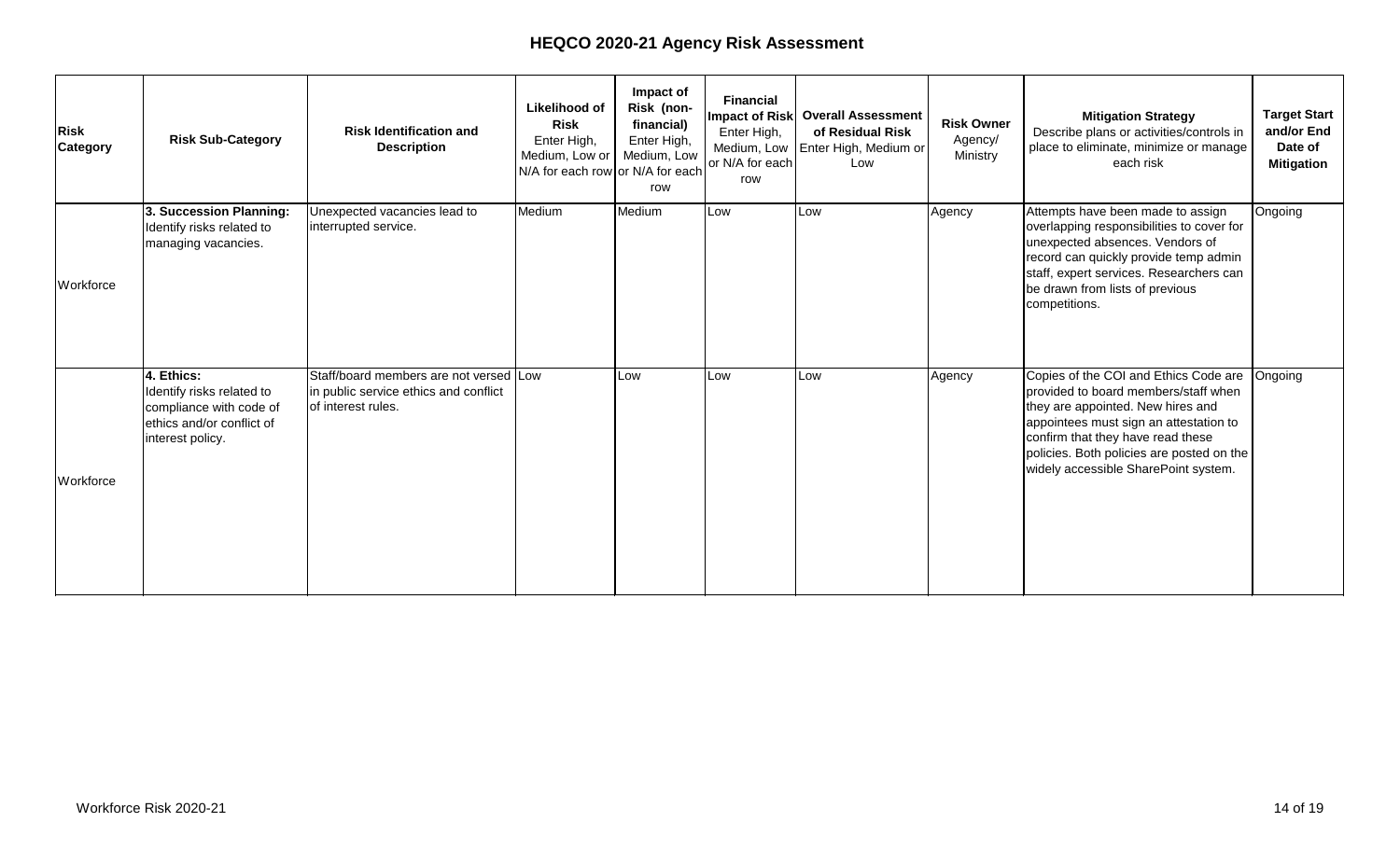# HEQCO 2020-21 Agency Risk Assessment

| Risk Category | Risk Sub-Category | Risk Identification and Description | Likelihood of Risk Enter High, Medium, Low or N/A for each row | Impact of Risk (non-financial) Enter High, Medium, Low or N/A for each row | Financial Impact of Risk Enter High, Medium, Low or N/A for each row | Overall Assessment of Residual Risk Enter High, Medium or Low | Risk Owner Agency/ Ministry | Mitigation Strategy Describe plans or activities/controls in place to eliminate, minimize or manage each risk | Target Start and/or End Date of Mitigation |
|---|---|---|---|---|---|---|---|---|---|
| Workforce | **3. Succession Planning:** Identify risks related to managing vacancies. | Unexpected vacancies lead to interrupted service. | Medium | Medium | Low | Low | Agency | Attempts have been made to assign overlapping responsibilities to cover for unexpected absences. Vendors of record can quickly provide temp admin staff, expert services. Researchers can be drawn from lists of previous competitions. | Ongoing |
| Workforce | **4. Ethics:** Identify risks related to compliance with code of ethics and/or conflict of interest policy. | Staff/board members are not versed in public service ethics and conflict of interest rules. | Low | Low | Low | Low | Agency | Copies of the COI and Ethics Code are provided to board members/staff when they are appointed. New hires and appointees must sign an attestation to confirm that they have read these policies. Both policies are posted on the widely accessible SharePoint system. | Ongoing |

Workforce Risk 2020-21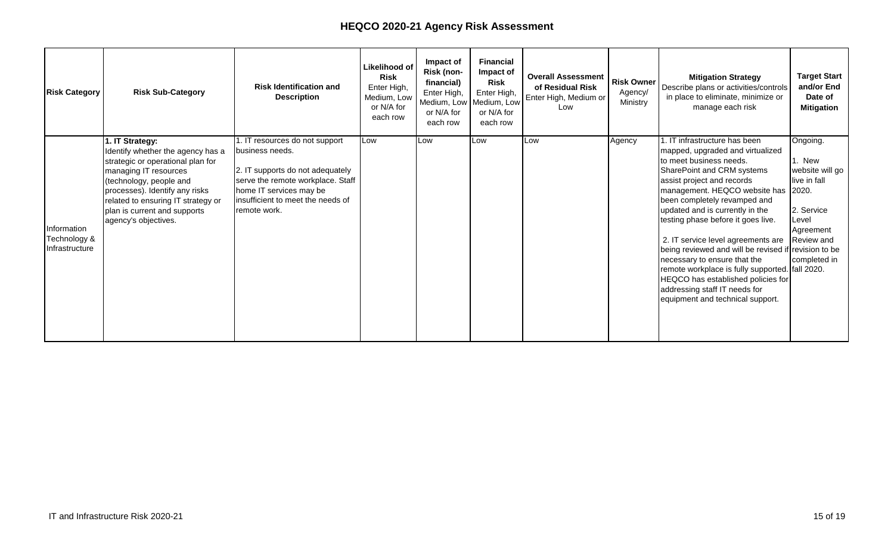# HEQCO 2020-21 Agency Risk Assessment

| Risk Category | Risk Sub-Category | Risk Identification and Description | Likelihood of Risk Enter High, Medium, Low or N/A for each row | Impact of Risk (non-financial) Enter High, Medium, Low or N/A for each row | Financial Impact of Risk Enter High, Medium, Low or N/A for each row | Overall Assessment of Residual Risk Enter High, Medium or Low | Risk Owner Agency/ Ministry | Mitigation Strategy Describe plans or activities/controls in place to eliminate, minimize or manage each risk | Target Start and/or End Date of Mitigation |
|---|---|---|---|---|---|---|---|---|---|
| Information Technology & Infrastructure | **1. IT Strategy:** Identify whether the agency has a strategic or operational plan for managing IT resources (technology, people and processes). Identify any risks related to ensuring IT strategy or plan is current and supports agency's objectives. | 1. IT resources do not support business needs.<br><br>2. IT supports do not adequately serve the remote workplace. Staff home IT services may be insufficient to meet the needs of remote work. | Low | Low | Low | Low | Agency | 1. IT infrastructure has been mapped, upgraded and virtualized to meet business needs. SharePoint and CRM systems assist project and records management. HEQCO website has been completely revamped and updated and is currently in the testing phase before it goes live.<br><br>2. IT service level agreements are being reviewed and will be revised if necessary to ensure that the remote workplace is fully supported. HEQCO has established policies for addressing staff IT needs for equipment and technical support. | Ongoing.<br><br>1. New website will go live in fall 2020.<br><br>2. Service Level Agreement Review and revision to be completed in fall 2020. |

IT and Infrastructure Risk 2020-21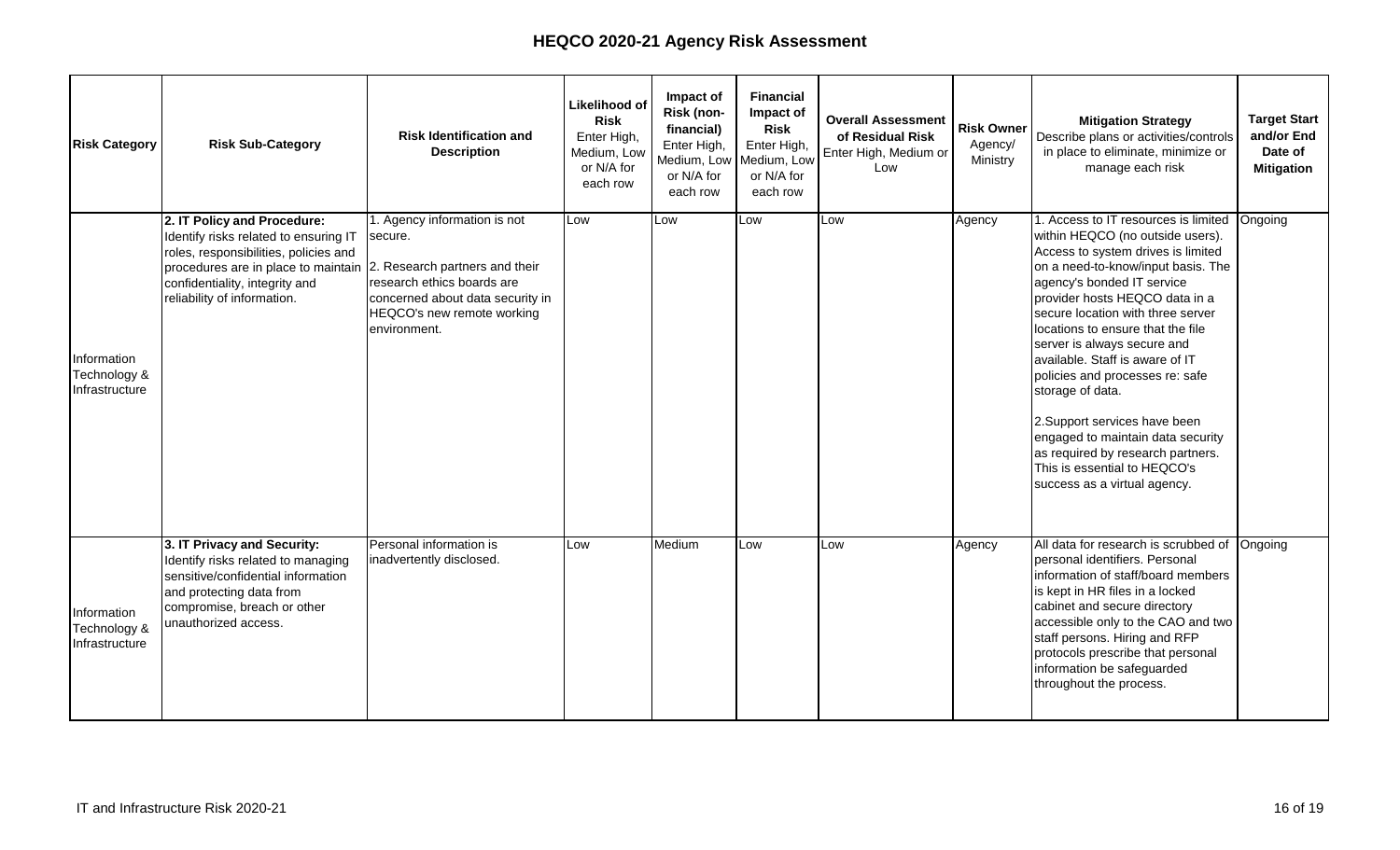# HEQCO 2020-21 Agency Risk Assessment

| Risk Category | Risk Sub-Category | Risk Identification and Description | Likelihood of Risk Enter High, Medium, Low or N/A for each row | Impact of Risk (non-financial) Enter High, Medium, Low or N/A for each row | Financial Impact of Risk Enter High, Medium, Low or N/A for each row | Overall Assessment of Residual Risk Enter High, Medium or Low | Risk Owner Agency/ Ministry | Mitigation Strategy Describe plans or activities/controls in place to eliminate, minimize or manage each risk | Target Start and/or End Date of Mitigation |
|---|---|---|---|---|---|---|---|---|---|
| Information Technology & Infrastructure | **2. IT Policy and Procedure:** Identify risks related to ensuring IT roles, responsibilities, policies and procedures are in place to maintain confidentiality, integrity and reliability of information. | 1. Agency information is not secure.<br><br>2. Research partners and their research ethics boards are concerned about data security in HEQCO's new remote working environment. | Low | Low | Low | Low | Agency | 1. Access to IT resources is limited within HEQCO (no outside users). Access to system drives is limited on a need-to-know/input basis. The agency's bonded IT service provider hosts HEQCO data in a secure location with three server locations to ensure that the file server is always secure and available. Staff is aware of IT policies and processes re: safe storage of data.<br><br>2.Support services have been engaged to maintain data security as required by research partners. This is essential to HEQCO's success as a virtual agency. | Ongoing |
| Information Technology & Infrastructure | **3. IT Privacy and Security:** Identify risks related to managing sensitive/confidential information and protecting data from compromise, breach or other unauthorized access. | Personal information is inadvertently disclosed. | Low | Medium | Low | Low | Agency | All data for research is scrubbed of personal identifiers. Personal information of staff/board members is kept in HR files in a locked cabinet and secure directory accessible only to the CAO and two staff persons. Hiring and RFP protocols prescribe that personal information be safeguarded throughout the process. | Ongoing |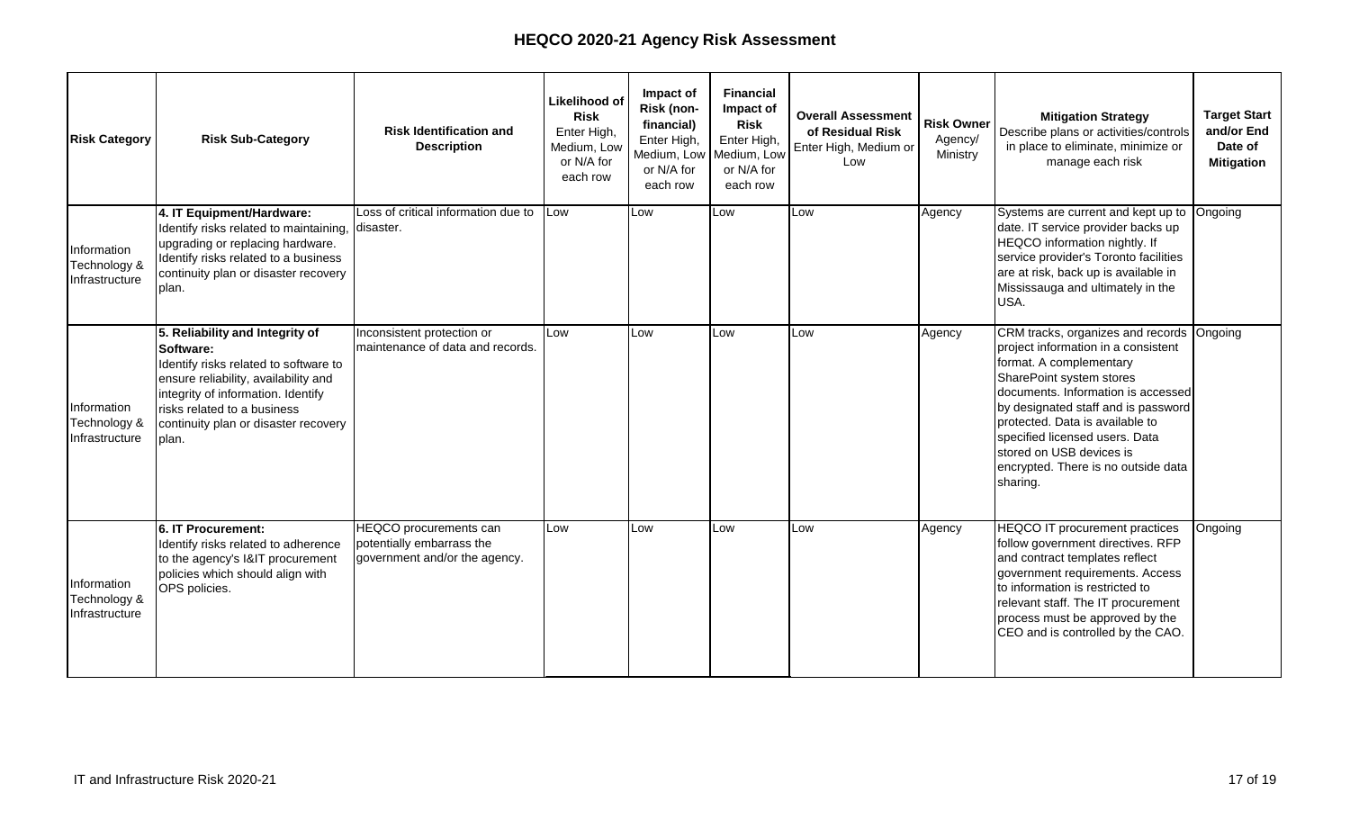# HEQCO 2020-21 Agency Risk Assessment

| Risk Category | Risk Sub-Category | Risk Identification and Description | Likelihood of Risk Enter High, Medium, Low or N/A for each row | Impact of Risk (non-financial) Enter High, Medium, Low or N/A for each row | Financial Impact of Risk Enter High, Medium, Low or N/A for each row | Overall Assessment of Residual Risk Enter High, Medium or Low | Risk Owner Agency/ Ministry | Mitigation Strategy Describe plans or activities/controls in place to eliminate, minimize or manage each risk | Target Start and/or End Date of Mitigation |
|---|---|---|---|---|---|---|---|---|---|
| Information Technology & Infrastructure | **4. IT Equipment/Hardware:** Identify risks related to maintaining, upgrading or replacing hardware. Identify risks related to a business continuity plan or disaster recovery plan. | Loss of critical information due to disaster. | Low | Low | Low | Low | Agency | Systems are current and kept up to date. IT service provider backs up HEQCO information nightly. If service provider's Toronto facilities are at risk, back up is available in Mississauga and ultimately in the USA. | Ongoing |
| Information Technology & Infrastructure | **5. Reliability and Integrity of Software:** Identify risks related to software to ensure reliability, availability and integrity of information. Identify risks related to a business continuity plan or disaster recovery plan. | Inconsistent protection or maintenance of data and records. | Low | Low | Low | Low | Agency | CRM tracks, organizes and records project information in a consistent format. A complementary SharePoint system stores documents. Information is accessed by designated staff and is password protected. Data is available to specified licensed users. Data stored on USB devices is encrypted. There is no outside data sharing. | Ongoing |
| Information Technology & Infrastructure | **6. IT Procurement:** Identify risks related to adherence to the agency's I&IT procurement policies which should align with OPS policies. | HEQCO procurements can potentially embarrass the government and/or the agency. | Low | Low | Low | Low | Agency | HEQCO IT procurement practices follow government directives. RFP and contract templates reflect government requirements. Access to information is restricted to relevant staff. The IT procurement process must be approved by the CEO and is controlled by the CAO. | Ongoing |

IT and Infrastructure Risk 2020-21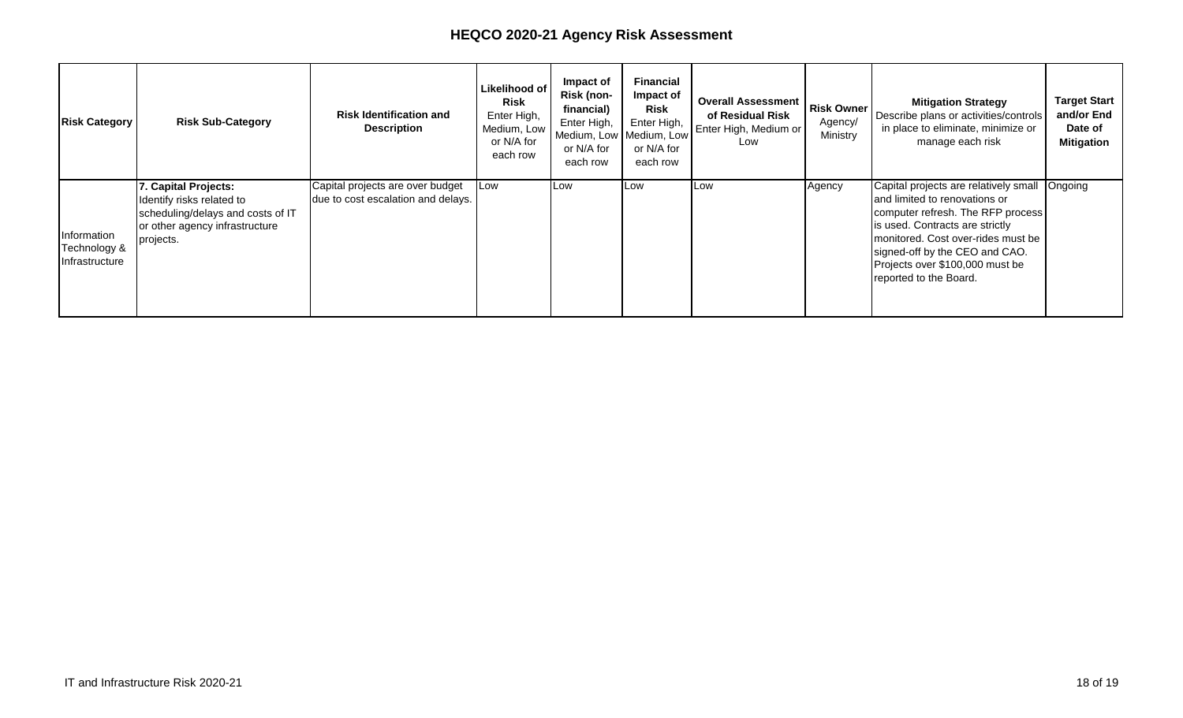# HEQCO 2020-21 Agency Risk Assessment

| Risk Category | Risk Sub-Category | Risk Identification and Description | Likelihood of Risk Enter High, Medium, Low or N/A for each row | Impact of Risk (non-financial) Enter High, Medium, Low or N/A for each row | Financial Impact of Risk Enter High, Medium, Low or N/A for each row | Overall Assessment of Residual Risk Enter High, Medium or Low | Risk Owner Agency/ Ministry | Mitigation Strategy Describe plans or activities/controls in place to eliminate, minimize or manage each risk | Target Start and/or End Date of Mitigation |
|---|---|---|---|---|---|---|---|---|---|
| Information Technology & Infrastructure | **7. Capital Projects:** Identify risks related to scheduling/delays and costs of IT or other agency infrastructure projects. | Capital projects are over budget due to cost escalation and delays. | Low | Low | Low | Low | Agency | Capital projects are relatively small and limited to renovations or computer refresh. The RFP process is used. Contracts are strictly monitored. Cost over-rides must be signed-off by the CEO and CAO. Projects over $100,000 must be reported to the Board. | Ongoing |

IT and Infrastructure Risk 2020-21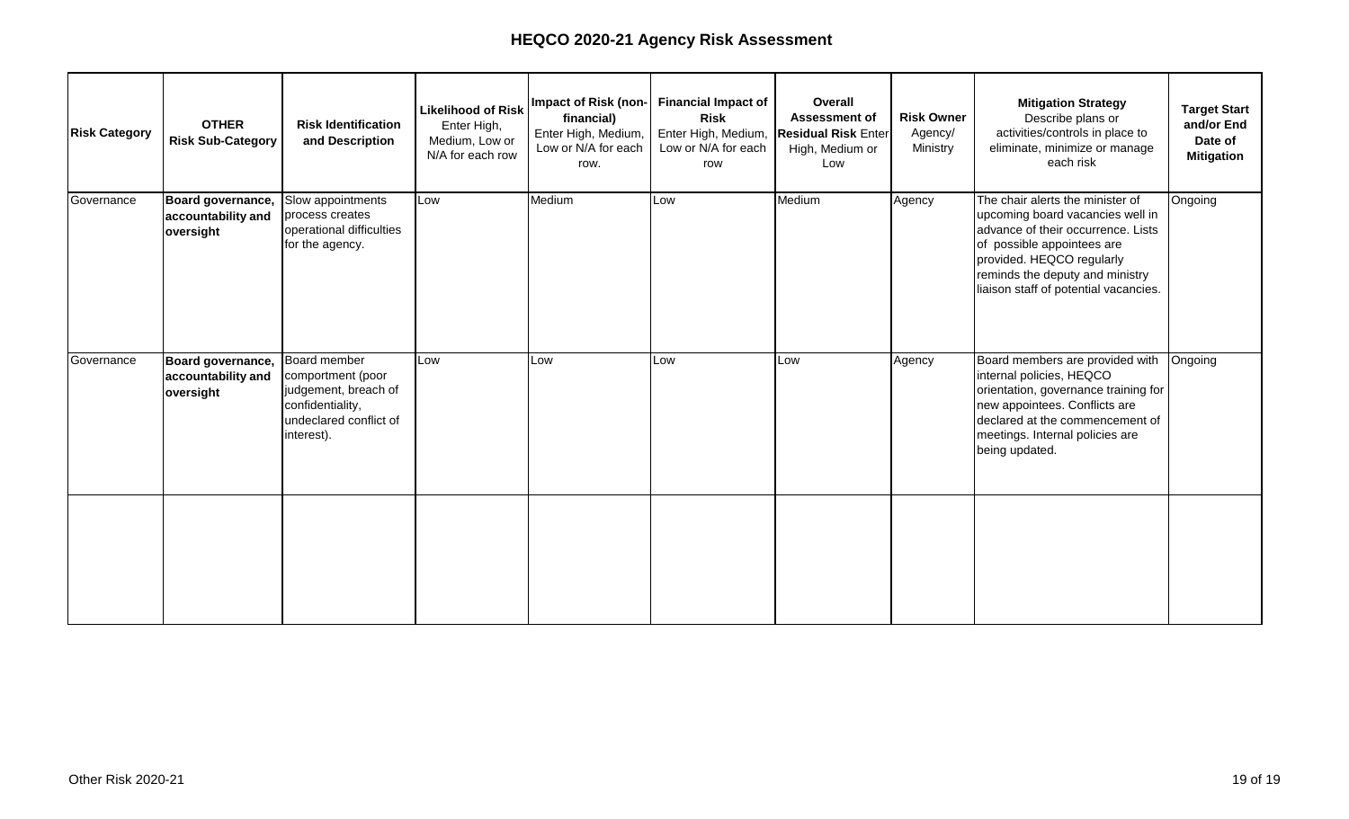# HEQCO 2020-21 Agency Risk Assessment

| Risk Category | OTHER Risk Sub-Category | Risk Identification and Description | Likelihood of Risk Enter High, Medium, Low or N/A for each row | Impact of Risk (non-financial) Enter High, Medium, Low or N/A for each row. | Financial Impact of Risk Enter High, Medium, Low or N/A for each row | Overall Assessment of Residual Risk Enter High, Medium or Low | Risk Owner Agency/ Ministry | Mitigation Strategy Describe plans or activities/controls in place to eliminate, minimize or manage each risk | Target Start and/or End Date of Mitigation |
|---|---|---|---|---|---|---|---|---|---|
| Governance | **Board governance, accountability and oversight** | Slow appointments process creates operational difficulties for the agency. | Low | Medium | Low | Medium | Agency | The chair alerts the minister of upcoming board vacancies well in advance of their occurrence. Lists of possible appointees are provided. HEQCO regularly reminds the deputy and ministry liaison staff of potential vacancies. | Ongoing |
| Governance | **Board governance, accountability and oversight** | Board member comportment (poor judgement, breach of confidentiality, undeclared conflict of interest). | Low | Low | Low | Low | Agency | Board members are provided with internal policies, HEQCO orientation, governance training for new appointees. Conflicts are declared at the commencement of meetings. Internal policies are being updated. | Ongoing |
| | | | | | | | | | |

Other Risk 2020-21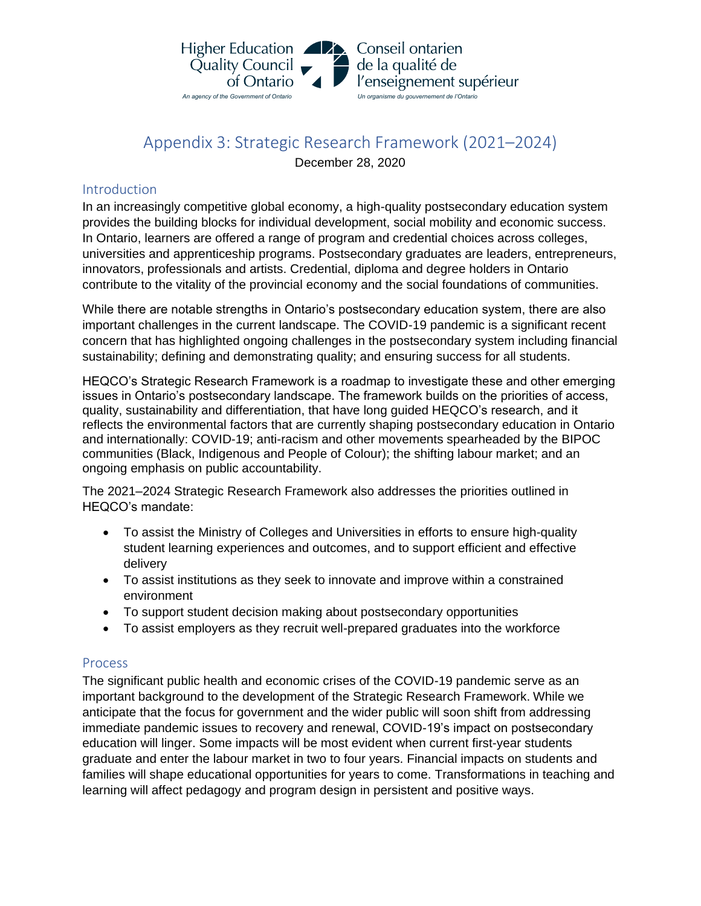Higher Education Quality Council of Ontario
*An agency of the Government of Ontario*

Conseil ontarien de la qualité de l'enseignement supérieur
*Un organisme du gouvernement de l'Ontario*

# Appendix 3: Strategic Research Framework (2021–2024)

December 28, 2020

## Introduction

In an increasingly competitive global economy, a high-quality postsecondary education system provides the building blocks for individual development, social mobility and economic success. In Ontario, learners are offered a range of program and credential choices across colleges, universities and apprenticeship programs. Postsecondary graduates are leaders, entrepreneurs, innovators, professionals and artists. Credential, diploma and degree holders in Ontario contribute to the vitality of the provincial economy and the social foundations of communities.

While there are notable strengths in Ontario's postsecondary education system, there are also important challenges in the current landscape. The COVID-19 pandemic is a significant recent concern that has highlighted ongoing challenges in the postsecondary system including financial sustainability; defining and demonstrating quality; and ensuring success for all students.

HEQCO's Strategic Research Framework is a roadmap to investigate these and other emerging issues in Ontario's postsecondary landscape. The framework builds on the priorities of access, quality, sustainability and differentiation, that have long guided HEQCO's research, and it reflects the environmental factors that are currently shaping postsecondary education in Ontario and internationally: COVID-19; anti-racism and other movements spearheaded by the BIPOC communities (Black, Indigenous and People of Colour); the shifting labour market; and an ongoing emphasis on public accountability.

The 2021–2024 Strategic Research Framework also addresses the priorities outlined in HEQCO's mandate:

- To assist the Ministry of Colleges and Universities in efforts to ensure high-quality student learning experiences and outcomes, and to support efficient and effective delivery
- To assist institutions as they seek to innovate and improve within a constrained environment
- To support student decision making about postsecondary opportunities
- To assist employers as they recruit well-prepared graduates into the workforce

## Process

The significant public health and economic crises of the COVID-19 pandemic serve as an important background to the development of the Strategic Research Framework. While we anticipate that the focus for government and the wider public will soon shift from addressing immediate pandemic issues to recovery and renewal, COVID-19's impact on postsecondary education will linger. Some impacts will be most evident when current first-year students graduate and enter the labour market in two to four years. Financial impacts on students and families will shape educational opportunities for years to come. Transformations in teaching and learning will affect pedagogy and program design in persistent and positive ways.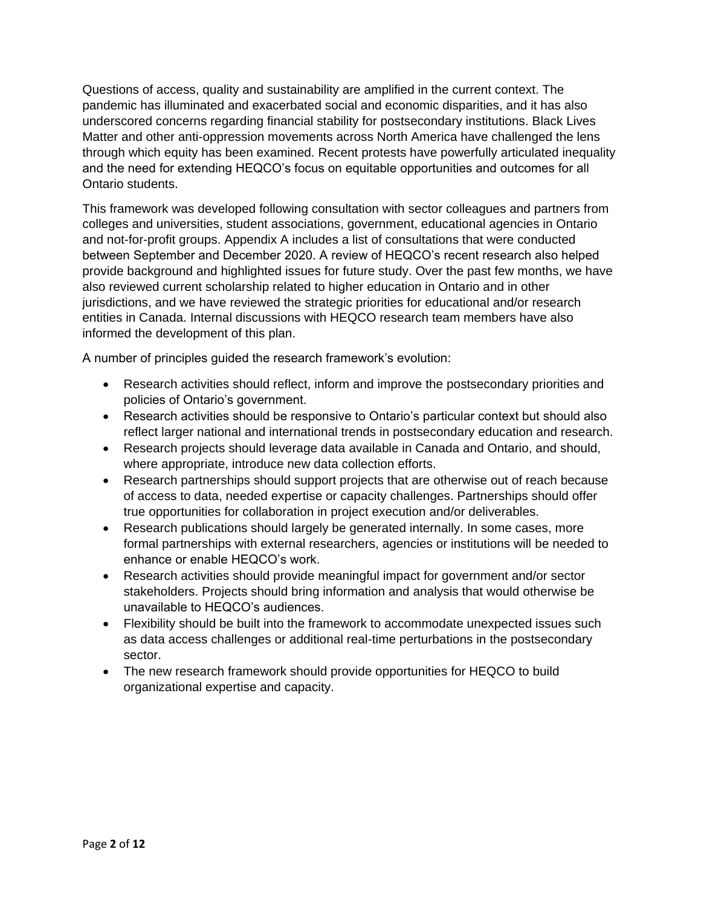Questions of access, quality and sustainability are amplified in the current context. The pandemic has illuminated and exacerbated social and economic disparities, and it has also underscored concerns regarding financial stability for postsecondary institutions. Black Lives Matter and other anti-oppression movements across North America have challenged the lens through which equity has been examined. Recent protests have powerfully articulated inequality and the need for extending HEQCO's focus on equitable opportunities and outcomes for all Ontario students.

This framework was developed following consultation with sector colleagues and partners from colleges and universities, student associations, government, educational agencies in Ontario and not-for-profit groups. Appendix A includes a list of consultations that were conducted between September and December 2020. A review of HEQCO's recent research also helped provide background and highlighted issues for future study. Over the past few months, we have also reviewed current scholarship related to higher education in Ontario and in other jurisdictions, and we have reviewed the strategic priorities for educational and/or research entities in Canada. Internal discussions with HEQCO research team members have also informed the development of this plan.

A number of principles guided the research framework's evolution:

- Research activities should reflect, inform and improve the postsecondary priorities and policies of Ontario's government.
- Research activities should be responsive to Ontario's particular context but should also reflect larger national and international trends in postsecondary education and research.
- Research projects should leverage data available in Canada and Ontario, and should, where appropriate, introduce new data collection efforts.
- Research partnerships should support projects that are otherwise out of reach because of access to data, needed expertise or capacity challenges. Partnerships should offer true opportunities for collaboration in project execution and/or deliverables.
- Research publications should largely be generated internally. In some cases, more formal partnerships with external researchers, agencies or institutions will be needed to enhance or enable HEQCO's work.
- Research activities should provide meaningful impact for government and/or sector stakeholders. Projects should bring information and analysis that would otherwise be unavailable to HEQCO's audiences.
- Flexibility should be built into the framework to accommodate unexpected issues such as data access challenges or additional real-time perturbations in the postsecondary sector.
- The new research framework should provide opportunities for HEQCO to build organizational expertise and capacity.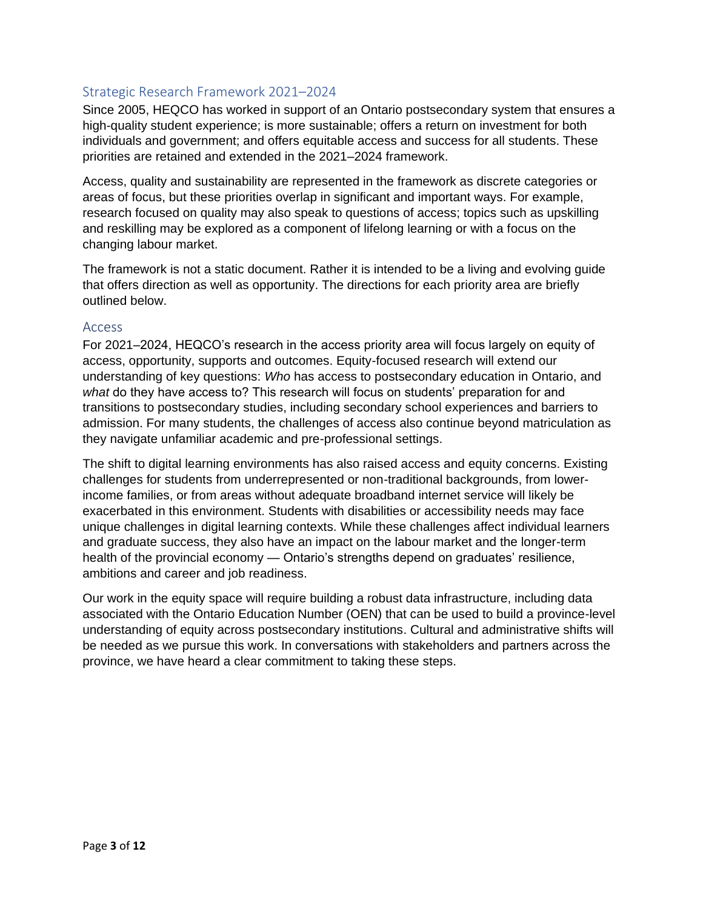## Strategic Research Framework 2021–2024

Since 2005, HEQCO has worked in support of an Ontario postsecondary system that ensures a high-quality student experience; is more sustainable; offers a return on investment for both individuals and government; and offers equitable access and success for all students. These priorities are retained and extended in the 2021–2024 framework.

Access, quality and sustainability are represented in the framework as discrete categories or areas of focus, but these priorities overlap in significant and important ways. For example, research focused on quality may also speak to questions of access; topics such as upskilling and reskilling may be explored as a component of lifelong learning or with a focus on the changing labour market.

The framework is not a static document. Rather it is intended to be a living and evolving guide that offers direction as well as opportunity. The directions for each priority area are briefly outlined below.

### Access

For 2021–2024, HEQCO's research in the access priority area will focus largely on equity of access, opportunity, supports and outcomes. Equity-focused research will extend our understanding of key questions: *Who* has access to postsecondary education in Ontario, and *what* do they have access to? This research will focus on students' preparation for and transitions to postsecondary studies, including secondary school experiences and barriers to admission. For many students, the challenges of access also continue beyond matriculation as they navigate unfamiliar academic and pre-professional settings.

The shift to digital learning environments has also raised access and equity concerns. Existing challenges for students from underrepresented or non-traditional backgrounds, from lower-income families, or from areas without adequate broadband internet service will likely be exacerbated in this environment. Students with disabilities or accessibility needs may face unique challenges in digital learning contexts. While these challenges affect individual learners and graduate success, they also have an impact on the labour market and the longer-term health of the provincial economy — Ontario's strengths depend on graduates' resilience, ambitions and career and job readiness.

Our work in the equity space will require building a robust data infrastructure, including data associated with the Ontario Education Number (OEN) that can be used to build a province-level understanding of equity across postsecondary institutions. Cultural and administrative shifts will be needed as we pursue this work. In conversations with stakeholders and partners across the province, we have heard a clear commitment to taking these steps.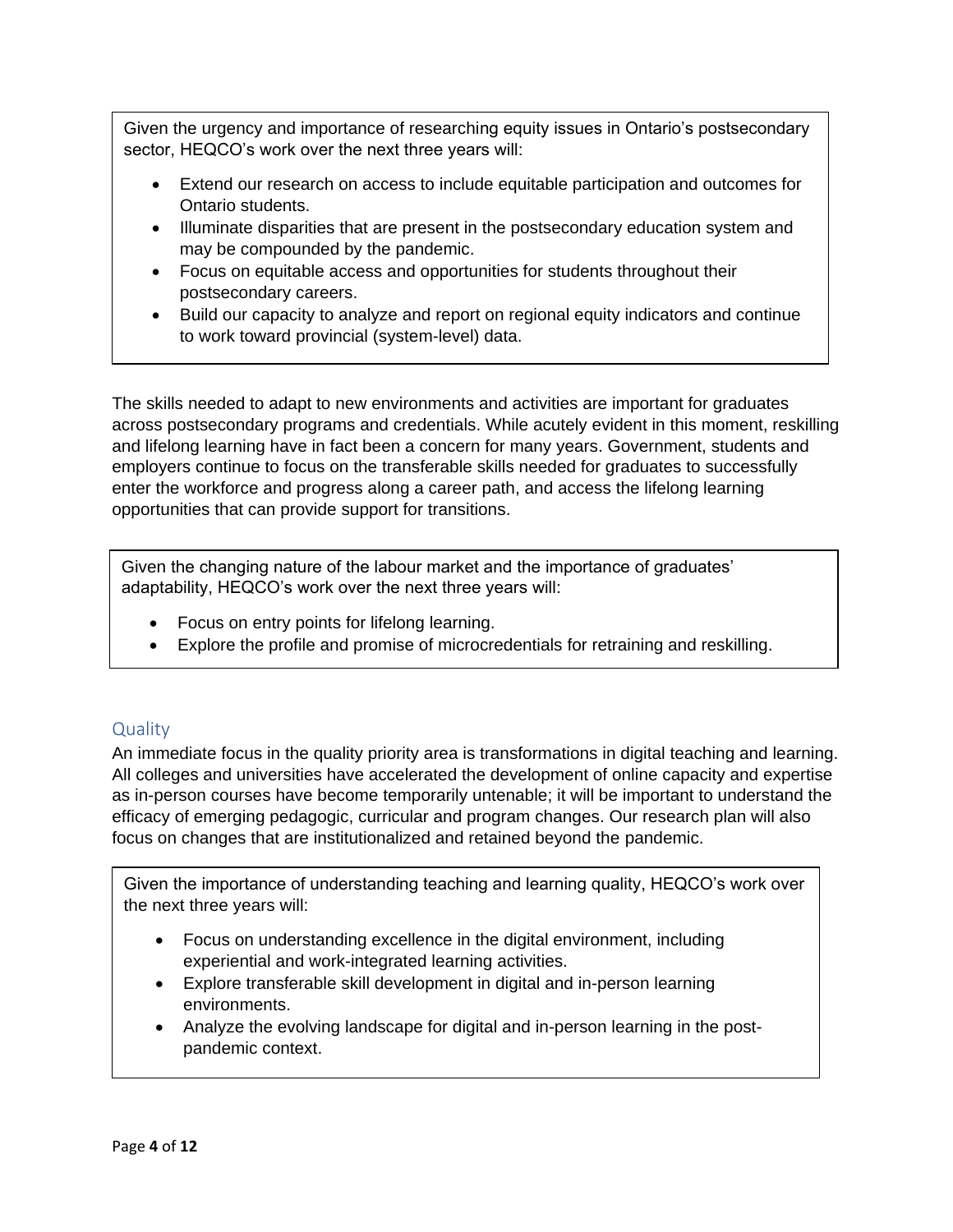Given the urgency and importance of researching equity issues in Ontario's postsecondary sector, HEQCO's work over the next three years will:

- Extend our research on access to include equitable participation and outcomes for Ontario students.
- Illuminate disparities that are present in the postsecondary education system and may be compounded by the pandemic.
- Focus on equitable access and opportunities for students throughout their postsecondary careers.
- Build our capacity to analyze and report on regional equity indicators and continue to work toward provincial (system-level) data.

The skills needed to adapt to new environments and activities are important for graduates across postsecondary programs and credentials. While acutely evident in this moment, reskilling and lifelong learning have in fact been a concern for many years. Government, students and employers continue to focus on the transferable skills needed for graduates to successfully enter the workforce and progress along a career path, and access the lifelong learning opportunities that can provide support for transitions.

Given the changing nature of the labour market and the importance of graduates' adaptability, HEQCO's work over the next three years will:

- Focus on entry points for lifelong learning.
- Explore the profile and promise of microcredentials for retraining and reskilling.

## Quality

An immediate focus in the quality priority area is transformations in digital teaching and learning. All colleges and universities have accelerated the development of online capacity and expertise as in-person courses have become temporarily untenable; it will be important to understand the efficacy of emerging pedagogic, curricular and program changes. Our research plan will also focus on changes that are institutionalized and retained beyond the pandemic.

Given the importance of understanding teaching and learning quality, HEQCO's work over the next three years will:

- Focus on understanding excellence in the digital environment, including experiential and work-integrated learning activities.
- Explore transferable skill development in digital and in-person learning environments.
- Analyze the evolving landscape for digital and in-person learning in the post-pandemic context.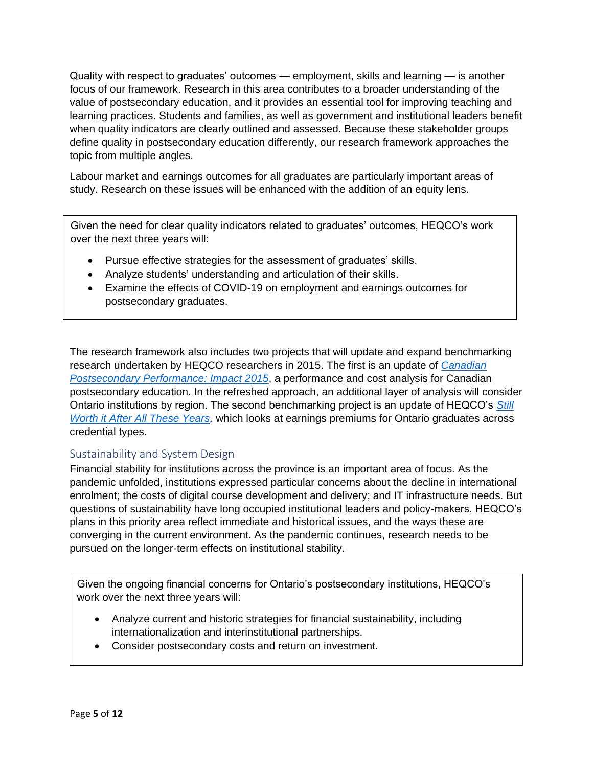Quality with respect to graduates' outcomes — employment, skills and learning — is another focus of our framework. Research in this area contributes to a broader understanding of the value of postsecondary education, and it provides an essential tool for improving teaching and learning practices. Students and families, as well as government and institutional leaders benefit when quality indicators are clearly outlined and assessed. Because these stakeholder groups define quality in postsecondary education differently, our research framework approaches the topic from multiple angles.

Labour market and earnings outcomes for all graduates are particularly important areas of study. Research on these issues will be enhanced with the addition of an equity lens.

> Given the need for clear quality indicators related to graduates' outcomes, HEQCO's work over the next three years will:
>
> - Pursue effective strategies for the assessment of graduates' skills.
> - Analyze students' understanding and articulation of their skills.
> - Examine the effects of COVID-19 on employment and earnings outcomes for postsecondary graduates.

The research framework also includes two projects that will update and expand benchmarking research undertaken by HEQCO researchers in 2015. The first is an update of *Canadian Postsecondary Performance: Impact 2015*, a performance and cost analysis for Canadian postsecondary education. In the refreshed approach, an additional layer of analysis will consider Ontario institutions by region. The second benchmarking project is an update of HEQCO's *Still Worth it After All These Years*, which looks at earnings premiums for Ontario graduates across credential types.

## Sustainability and System Design

Financial stability for institutions across the province is an important area of focus. As the pandemic unfolded, institutions expressed particular concerns about the decline in international enrolment; the costs of digital course development and delivery; and IT infrastructure needs. But questions of sustainability have long occupied institutional leaders and policy-makers. HEQCO's plans in this priority area reflect immediate and historical issues, and the ways these are converging in the current environment. As the pandemic continues, research needs to be pursued on the longer-term effects on institutional stability.

> Given the ongoing financial concerns for Ontario's postsecondary institutions, HEQCO's work over the next three years will:
>
> - Analyze current and historic strategies for financial sustainability, including internationalization and interinstitutional partnerships.
> - Consider postsecondary costs and return on investment.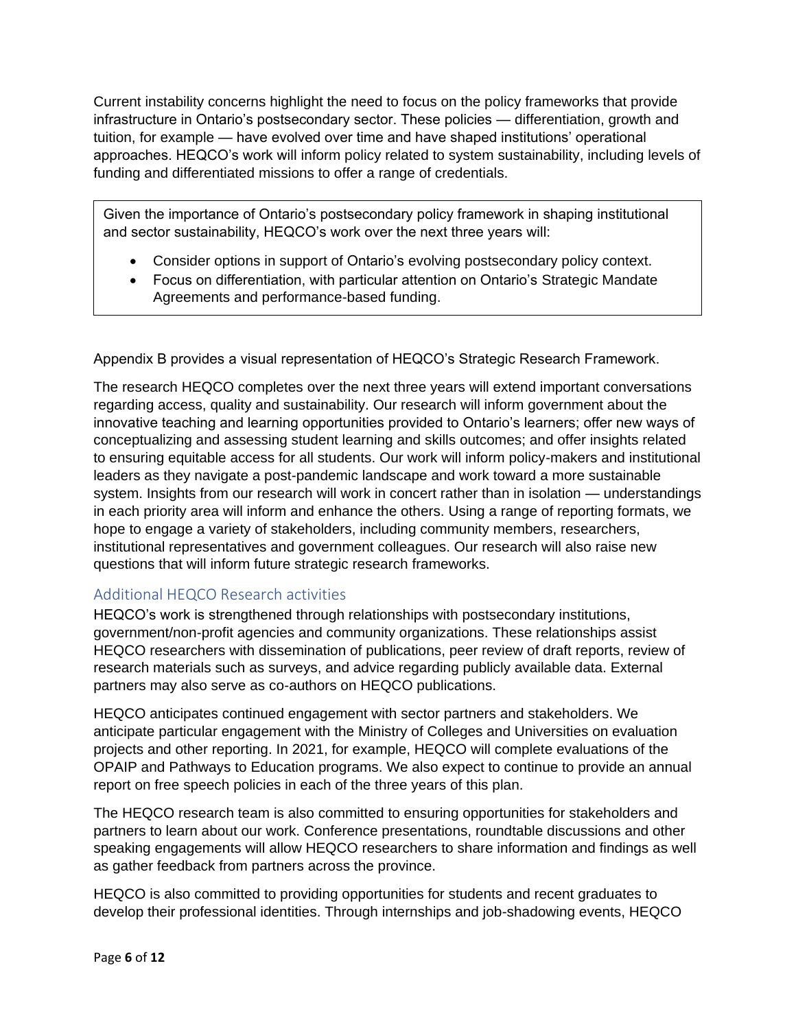Current instability concerns highlight the need to focus on the policy frameworks that provide infrastructure in Ontario's postsecondary sector. These policies — differentiation, growth and tuition, for example — have evolved over time and have shaped institutions' operational approaches. HEQCO's work will inform policy related to system sustainability, including levels of funding and differentiated missions to offer a range of credentials.

> Given the importance of Ontario's postsecondary policy framework in shaping institutional and sector sustainability, HEQCO's work over the next three years will:
>
> - Consider options in support of Ontario's evolving postsecondary policy context.
> - Focus on differentiation, with particular attention on Ontario's Strategic Mandate Agreements and performance-based funding.

Appendix B provides a visual representation of HEQCO's Strategic Research Framework.

The research HEQCO completes over the next three years will extend important conversations regarding access, quality and sustainability. Our research will inform government about the innovative teaching and learning opportunities provided to Ontario's learners; offer new ways of conceptualizing and assessing student learning and skills outcomes; and offer insights related to ensuring equitable access for all students. Our work will inform policy-makers and institutional leaders as they navigate a post-pandemic landscape and work toward a more sustainable system. Insights from our research will work in concert rather than in isolation — understandings in each priority area will inform and enhance the others. Using a range of reporting formats, we hope to engage a variety of stakeholders, including community members, researchers, institutional representatives and government colleagues. Our research will also raise new questions that will inform future strategic research frameworks.

## Additional HEQCO Research activities

HEQCO's work is strengthened through relationships with postsecondary institutions, government/non-profit agencies and community organizations. These relationships assist HEQCO researchers with dissemination of publications, peer review of draft reports, review of research materials such as surveys, and advice regarding publicly available data. External partners may also serve as co-authors on HEQCO publications.

HEQCO anticipates continued engagement with sector partners and stakeholders. We anticipate particular engagement with the Ministry of Colleges and Universities on evaluation projects and other reporting. In 2021, for example, HEQCO will complete evaluations of the OPAIP and Pathways to Education programs. We also expect to continue to provide an annual report on free speech policies in each of the three years of this plan.

The HEQCO research team is also committed to ensuring opportunities for stakeholders and partners to learn about our work. Conference presentations, roundtable discussions and other speaking engagements will allow HEQCO researchers to share information and findings as well as gather feedback from partners across the province.

HEQCO is also committed to providing opportunities for students and recent graduates to develop their professional identities. Through internships and job-shadowing events, HEQCO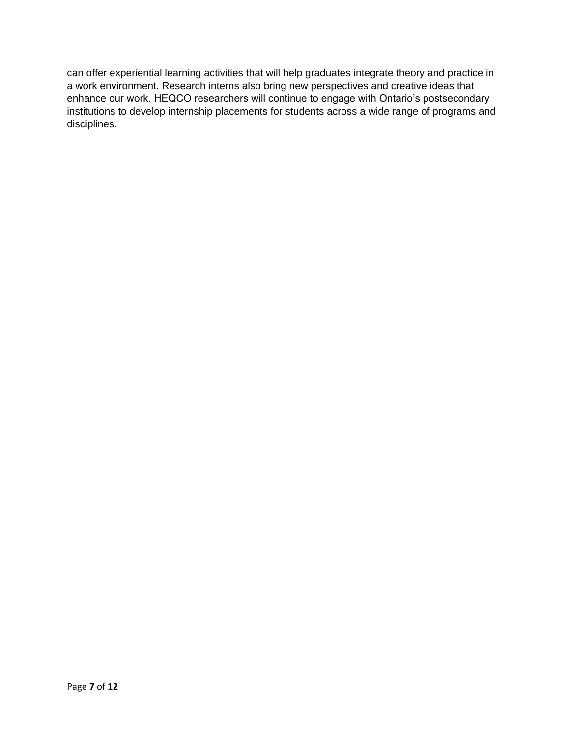can offer experiential learning activities that will help graduates integrate theory and practice in a work environment. Research interns also bring new perspectives and creative ideas that enhance our work. HEQCO researchers will continue to engage with Ontario’s postsecondary institutions to develop internship placements for students across a wide range of programs and disciplines.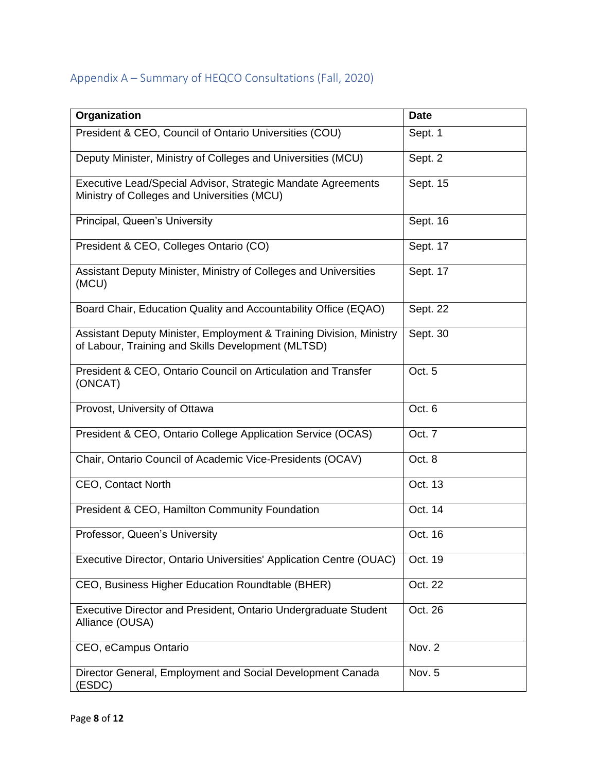## Appendix A – Summary of HEQCO Consultations (Fall, 2020)

| Organization | Date |
|---|---|
| President & CEO, Council of Ontario Universities (COU) | Sept. 1 |
| Deputy Minister, Ministry of Colleges and Universities (MCU) | Sept. 2 |
| Executive Lead/Special Advisor, Strategic Mandate Agreements Ministry of Colleges and Universities (MCU) | Sept. 15 |
| Principal, Queen's University | Sept. 16 |
| President & CEO, Colleges Ontario (CO) | Sept. 17 |
| Assistant Deputy Minister, Ministry of Colleges and Universities (MCU) | Sept. 17 |
| Board Chair, Education Quality and Accountability Office (EQAO) | Sept. 22 |
| Assistant Deputy Minister, Employment & Training Division, Ministry of Labour, Training and Skills Development (MLTSD) | Sept. 30 |
| President & CEO, Ontario Council on Articulation and Transfer (ONCAT) | Oct. 5 |
| Provost, University of Ottawa | Oct. 6 |
| President & CEO, Ontario College Application Service (OCAS) | Oct. 7 |
| Chair, Ontario Council of Academic Vice-Presidents (OCAV) | Oct. 8 |
| CEO, Contact North | Oct. 13 |
| President & CEO, Hamilton Community Foundation | Oct. 14 |
| Professor, Queen's University | Oct. 16 |
| Executive Director, Ontario Universities' Application Centre (OUAC) | Oct. 19 |
| CEO, Business Higher Education Roundtable (BHER) | Oct. 22 |
| Executive Director and President, Ontario Undergraduate Student Alliance (OUSA) | Oct. 26 |
| CEO, eCampus Ontario | Nov. 2 |
| Director General, Employment and Social Development Canada (ESDC) | Nov. 5 |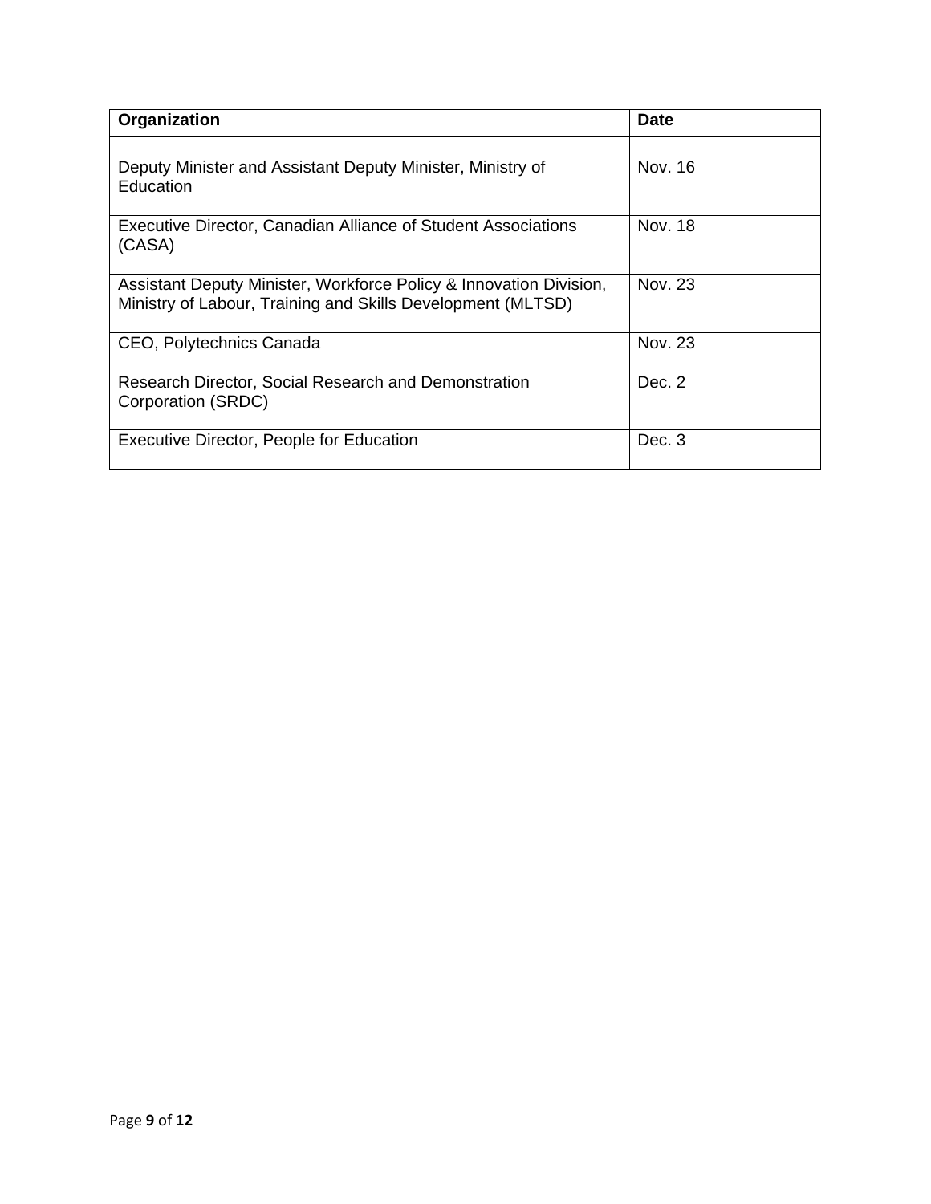| Organization | Date |
|---|---|
| | |
| Deputy Minister and Assistant Deputy Minister, Ministry of Education | Nov. 16 |
| Executive Director, Canadian Alliance of Student Associations (CASA) | Nov. 18 |
| Assistant Deputy Minister, Workforce Policy & Innovation Division, Ministry of Labour, Training and Skills Development (MLTSD) | Nov. 23 |
| CEO, Polytechnics Canada | Nov. 23 |
| Research Director, Social Research and Demonstration Corporation (SRDC) | Dec. 2 |
| Executive Director, People for Education | Dec. 3 |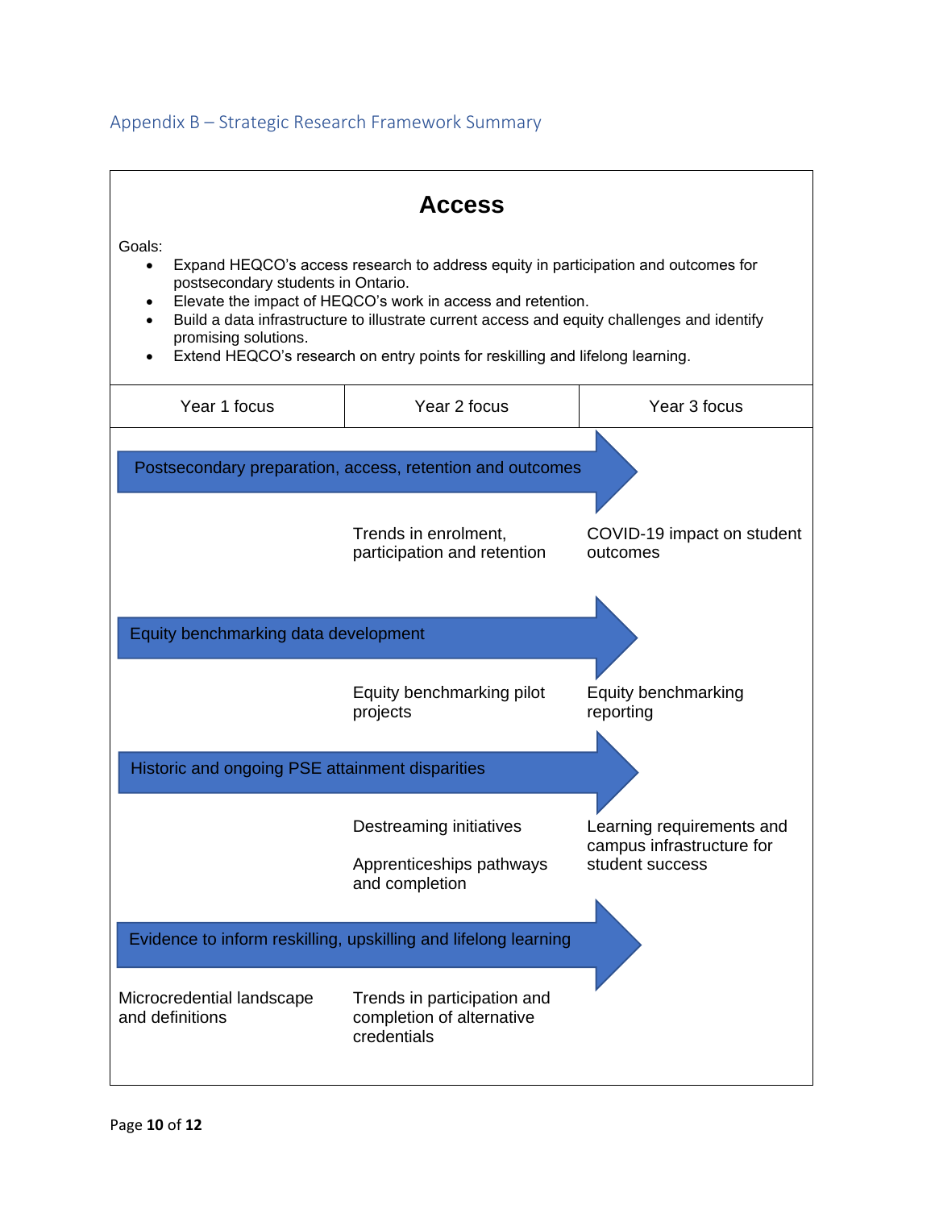## Appendix B – Strategic Research Framework Summary

### Access

Goals:

- Expand HEQCO's access research to address equity in participation and outcomes for postsecondary students in Ontario.
- Elevate the impact of HEQCO's work in access and retention.
- Build a data infrastructure to illustrate current access and equity challenges and identify promising solutions.
- Extend HEQCO's research on entry points for reskilling and lifelong learning.

| Year 1 focus | Year 2 focus | Year 3 focus |
|---|---|---|
| **Postsecondary preparation, access, retention and outcomes** | | |
| | Trends in enrolment, participation and retention | COVID-19 impact on student outcomes |
| **Equity benchmarking data development** | | |
| | Equity benchmarking pilot projects | Equity benchmarking reporting |
| **Historic and ongoing PSE attainment disparities** | | |
| | Destreaming initiatives<br><br>Apprenticeships pathways and completion | Learning requirements and campus infrastructure for student success |
| **Evidence to inform reskilling, upskilling and lifelong learning** | | |
| Microcredential landscape and definitions | Trends in participation and completion of alternative credentials | |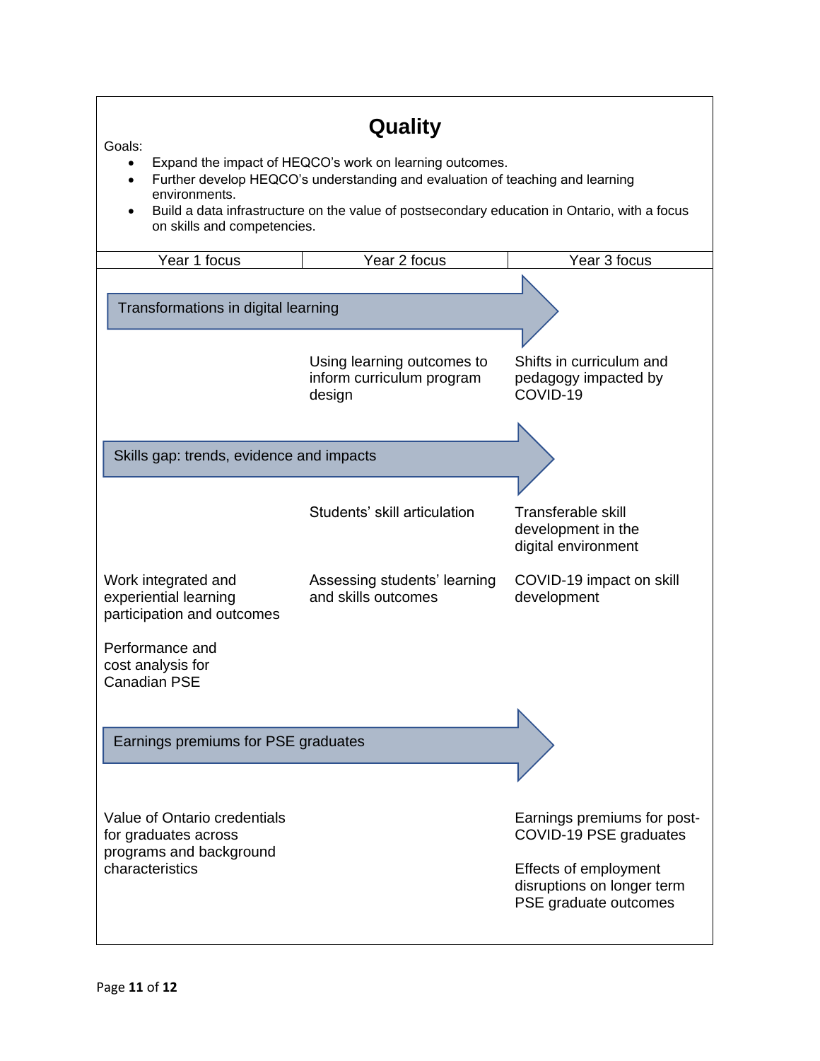## Quality

Goals:

- Expand the impact of HEQCO's work on learning outcomes.
- Further develop HEQCO's understanding and evaluation of teaching and learning environments.
- Build a data infrastructure on the value of postsecondary education in Ontario, with a focus on skills and competencies.

| Year 1 focus | Year 2 focus | Year 3 focus |
|---|---|---|
| Transformations in digital learning → | | |
| | Using learning outcomes to inform curriculum program design | Shifts in curriculum and pedagogy impacted by COVID-19 |
| Skills gap: trends, evidence and impacts → | | |
| | Students' skill articulation | Transferable skill development in the digital environment |
| Work integrated and experiential learning participation and outcomes | Assessing students' learning and skills outcomes | COVID-19 impact on skill development |
| Performance and cost analysis for Canadian PSE | | |
| Earnings premiums for PSE graduates → | | |
| Value of Ontario credentials for graduates across programs and background characteristics | | Earnings premiums for post-COVID-19 PSE graduates<br><br>Effects of employment disruptions on longer term PSE graduate outcomes |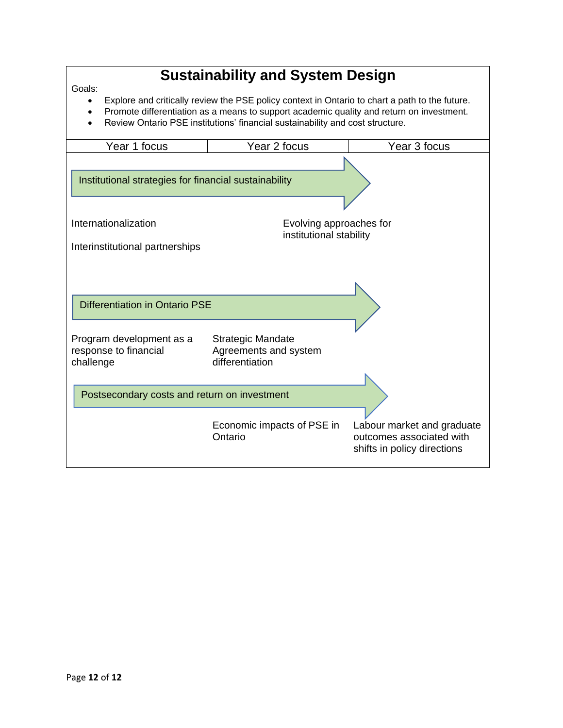# Sustainability and System Design

Goals:

- Explore and critically review the PSE policy context in Ontario to chart a path to the future.
- Promote differentiation as a means to support academic quality and return on investment.
- Review Ontario PSE institutions' financial sustainability and cost structure.

| Year 1 focus | Year 2 focus | Year 3 focus |
|---|---|---|

Institutional strategies for financial sustainability

Internationalization

Interinstitutional partnerships

Evolving approaches for institutional stability

Differentiation in Ontario PSE

Program development as a response to financial challenge

Strategic Mandate Agreements and system differentiation

Postsecondary costs and return on investment

Economic impacts of PSE in Ontario

Labour market and graduate outcomes associated with shifts in policy directions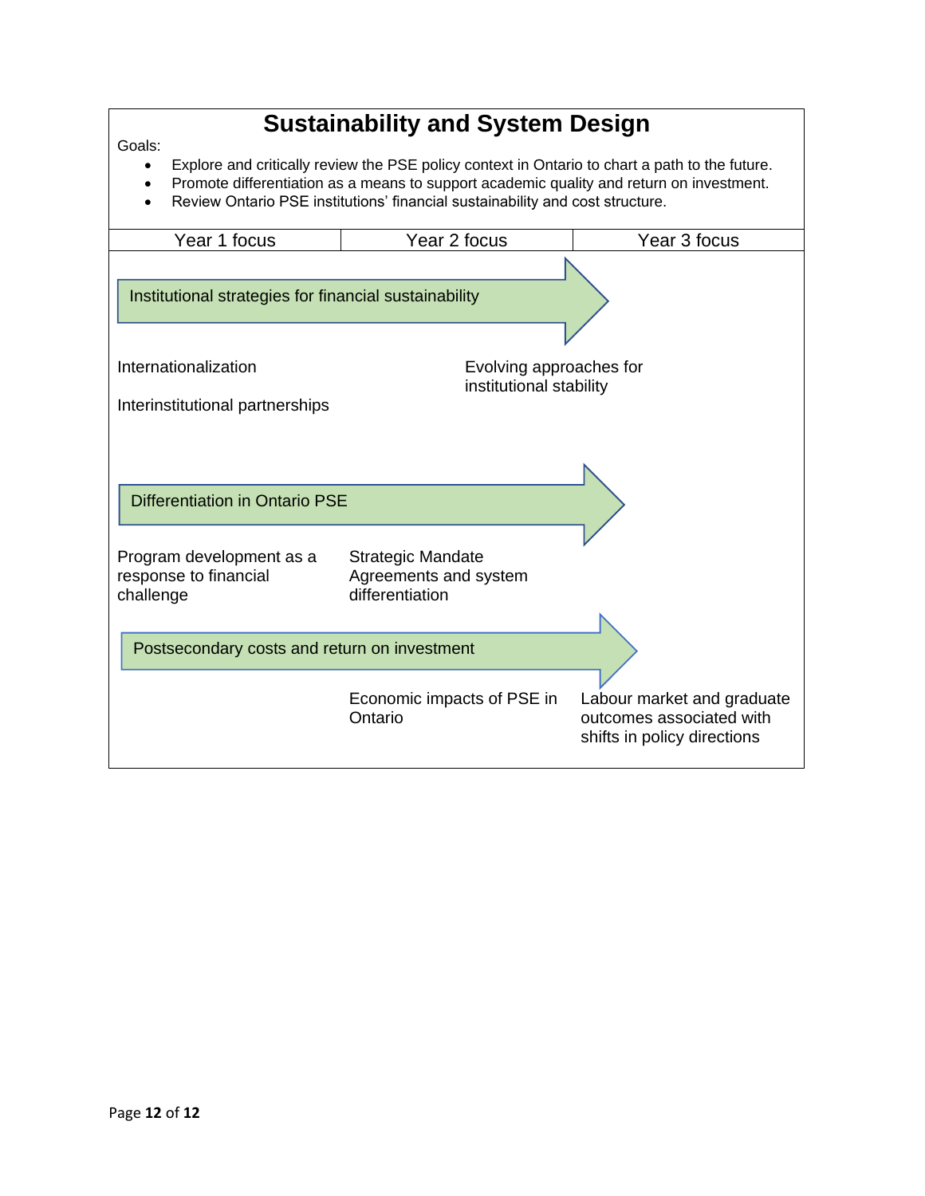# Sustainability and System Design

Goals:

- Explore and critically review the PSE policy context in Ontario to chart a path to the future.
- Promote differentiation as a means to support academic quality and return on investment.
- Review Ontario PSE institutions' financial sustainability and cost structure.

| Year 1 focus | Year 2 focus | Year 3 focus |
|---|---|---|

Institutional strategies for financial sustainability

Internationalization

Interinstitutional partnerships

Evolving approaches for institutional stability

Differentiation in Ontario PSE

Program development as a response to financial challenge

Strategic Mandate Agreements and system differentiation

Postsecondary costs and return on investment

Economic impacts of PSE in Ontario

Labour market and graduate outcomes associated with shifts in policy directions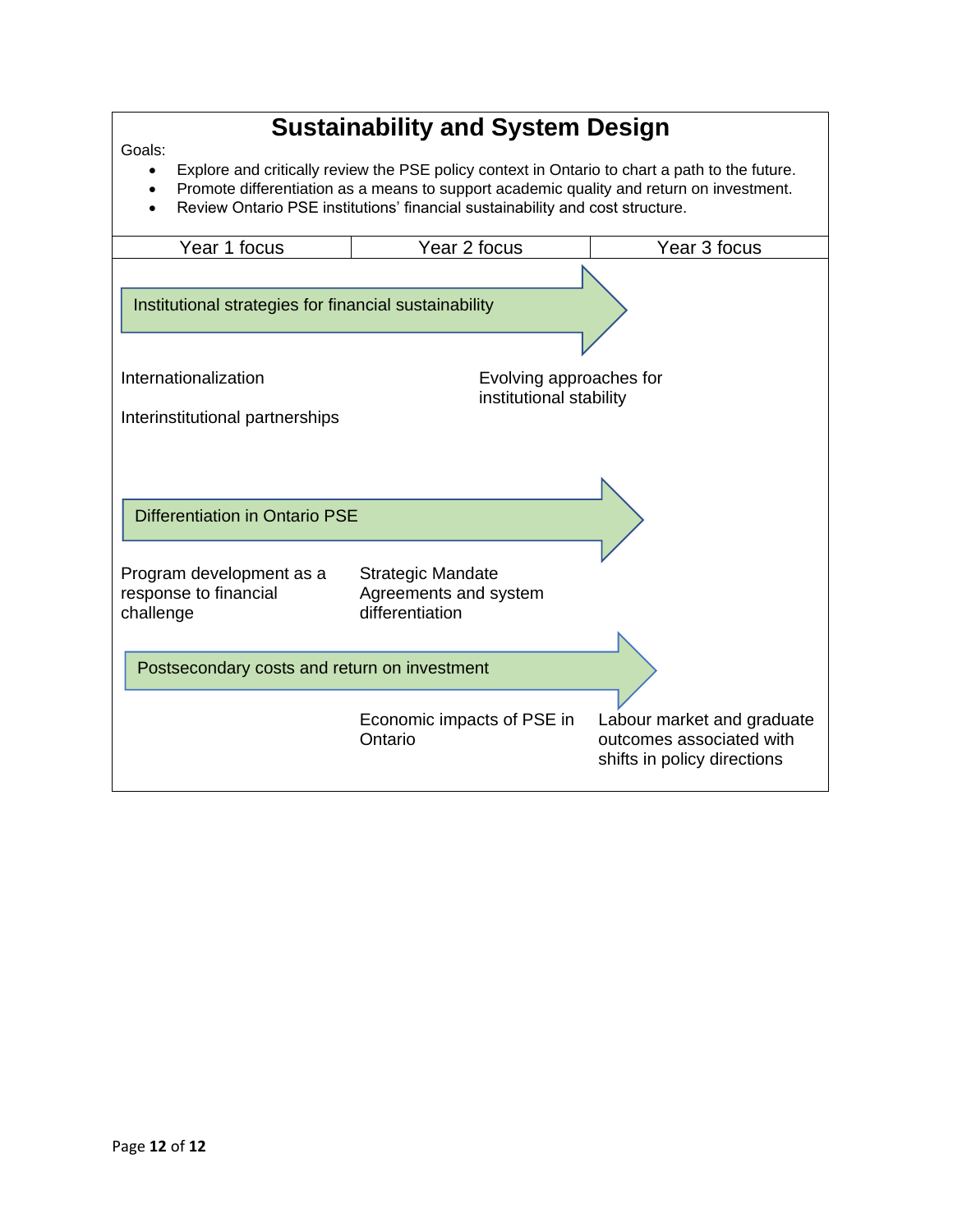# Sustainability and System Design

Goals:

- Explore and critically review the PSE policy context in Ontario to chart a path to the future.
- Promote differentiation as a means to support academic quality and return on investment.
- Review Ontario PSE institutions' financial sustainability and cost structure.

| Year 1 focus | Year 2 focus | Year 3 focus |
|---|---|---|

Institutional strategies for financial sustainability

Internationalization

Interinstitutional partnerships

Evolving approaches for institutional stability

Differentiation in Ontario PSE

Program development as a response to financial challenge

Strategic Mandate Agreements and system differentiation

Postsecondary costs and return on investment

Economic impacts of PSE in Ontario

Labour market and graduate outcomes associated with shifts in policy directions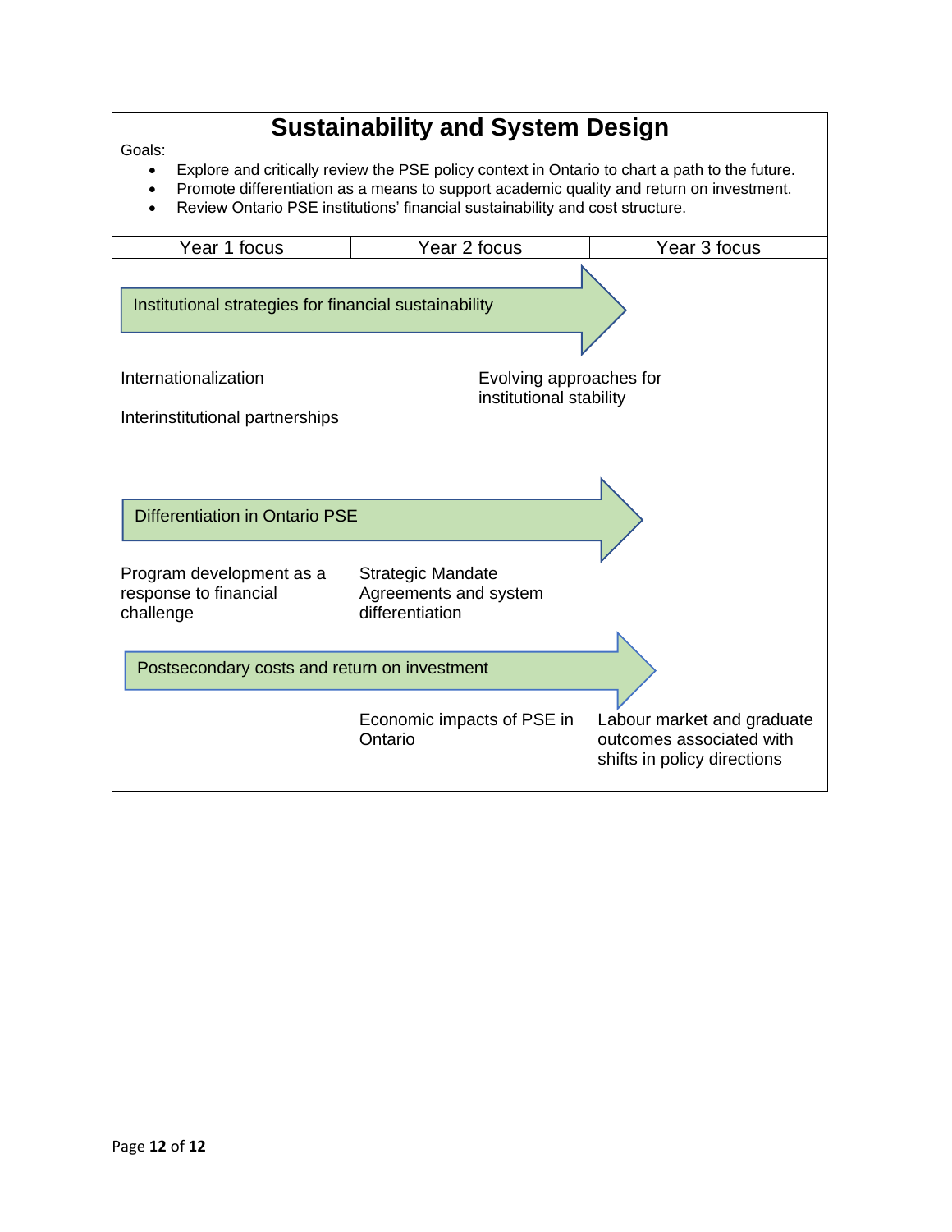# Sustainability and System Design

Goals:

- Explore and critically review the PSE policy context in Ontario to chart a path to the future.
- Promote differentiation as a means to support academic quality and return on investment.
- Review Ontario PSE institutions' financial sustainability and cost structure.

| Year 1 focus | Year 2 focus | Year 3 focus |
|---|---|---|

Institutional strategies for financial sustainability

Internationalization

Interinstitutional partnerships

Evolving approaches for institutional stability

Differentiation in Ontario PSE

Program development as a response to financial challenge

Strategic Mandate Agreements and system differentiation

Postsecondary costs and return on investment

Economic impacts of PSE in Ontario

Labour market and graduate outcomes associated with shifts in policy directions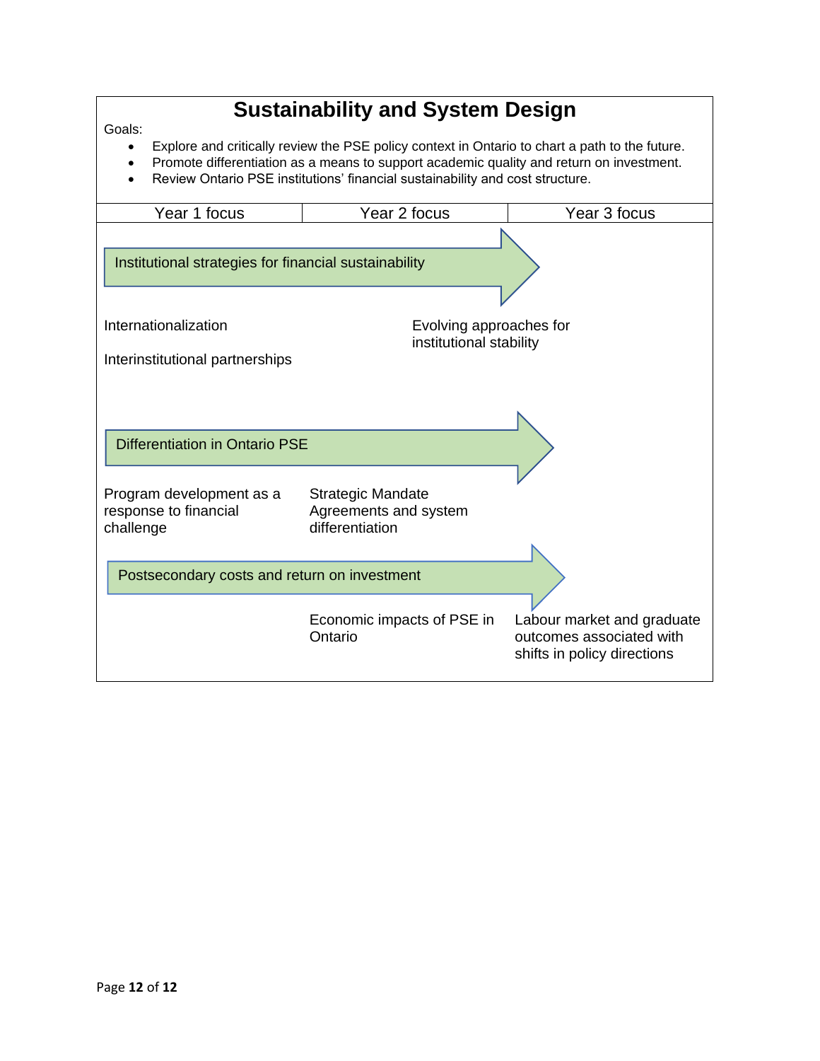# Sustainability and System Design

Goals:

- Explore and critically review the PSE policy context in Ontario to chart a path to the future.
- Promote differentiation as a means to support academic quality and return on investment.
- Review Ontario PSE institutions' financial sustainability and cost structure.

| Year 1 focus | Year 2 focus | Year 3 focus |
|---|---|---|
| **Institutional strategies for financial sustainability** | | |
| Internationalization<br><br>Interinstitutional partnerships | Evolving approaches for institutional stability | |
| **Differentiation in Ontario PSE** | | |
| Program development as a response to financial challenge | Strategic Mandate Agreements and system differentiation | |
| **Postsecondary costs and return on investment** | | |
| | Economic impacts of PSE in Ontario | Labour market and graduate outcomes associated with shifts in policy directions |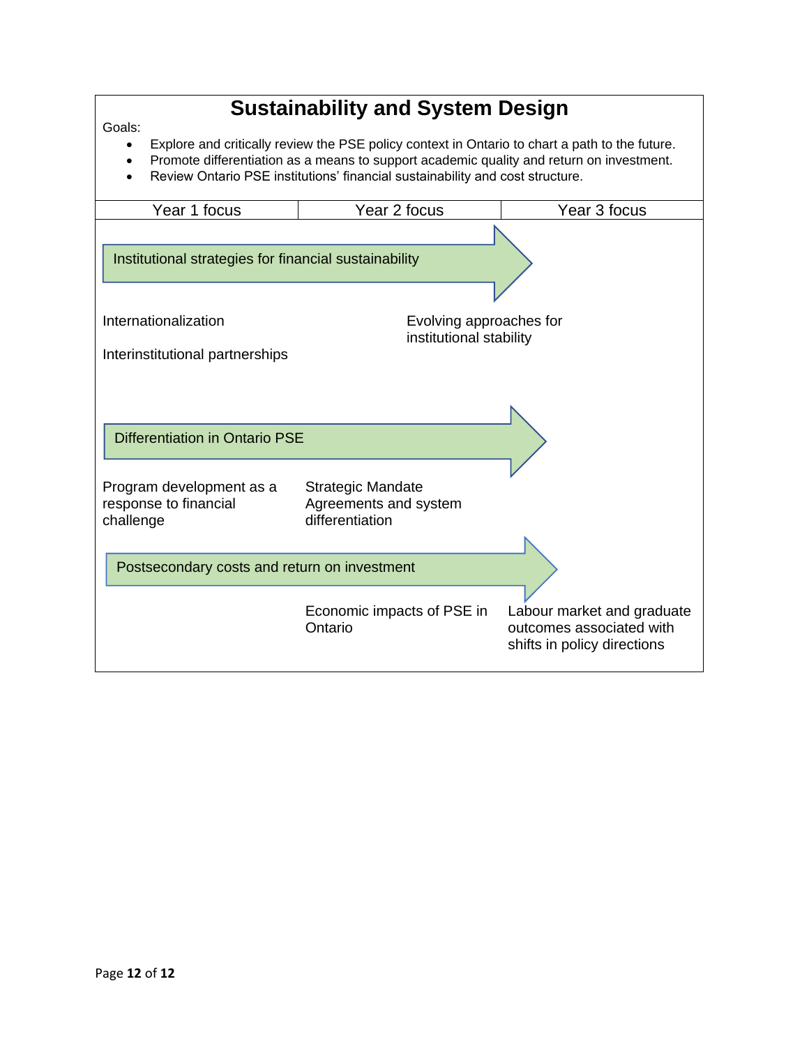# Sustainability and System Design

Goals:

- Explore and critically review the PSE policy context in Ontario to chart a path to the future.
- Promote differentiation as a means to support academic quality and return on investment.
- Review Ontario PSE institutions' financial sustainability and cost structure.

| Year 1 focus | Year 2 focus | Year 3 focus |
|---|---|---|

Institutional strategies for financial sustainability

Internationalization

Interinstitutional partnerships

Evolving approaches for institutional stability

Differentiation in Ontario PSE

Program development as a response to financial challenge

Strategic Mandate Agreements and system differentiation

Postsecondary costs and return on investment

Economic impacts of PSE in Ontario

Labour market and graduate outcomes associated with shifts in policy directions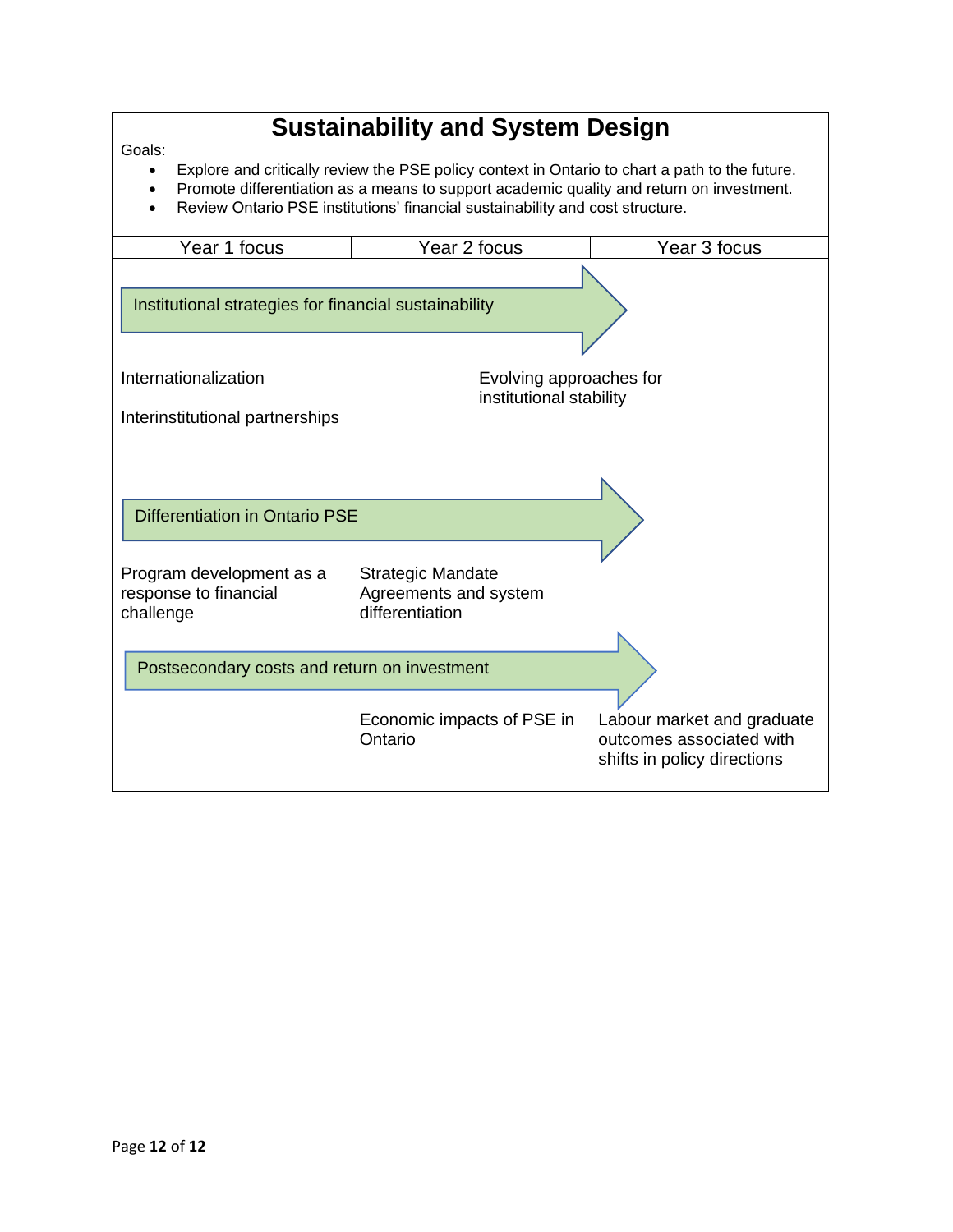# Sustainability and System Design

Goals:

- Explore and critically review the PSE policy context in Ontario to chart a path to the future.
- Promote differentiation as a means to support academic quality and return on investment.
- Review Ontario PSE institutions' financial sustainability and cost structure.

| Year 1 focus | Year 2 focus | Year 3 focus |
|---|---|---|

Institutional strategies for financial sustainability

Internationalization

Interinstitutional partnerships

Evolving approaches for institutional stability

Differentiation in Ontario PSE

Program development as a response to financial challenge

Strategic Mandate Agreements and system differentiation

Postsecondary costs and return on investment

Economic impacts of PSE in Ontario

Labour market and graduate outcomes associated with shifts in policy directions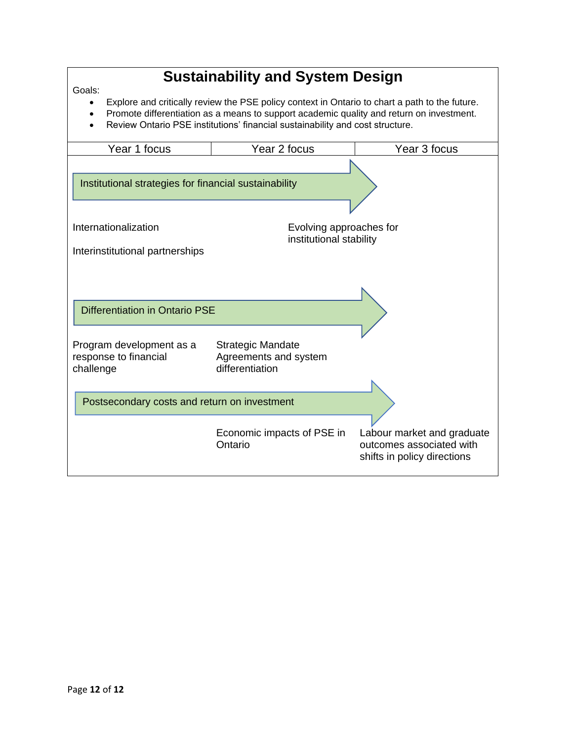# Sustainability and System Design

Goals:

- Explore and critically review the PSE policy context in Ontario to chart a path to the future.
- Promote differentiation as a means to support academic quality and return on investment.
- Review Ontario PSE institutions' financial sustainability and cost structure.

| Year 1 focus | Year 2 focus | Year 3 focus |
|---|---|---|
| **Institutional strategies for financial sustainability** | | |
| Internationalization<br><br>Interinstitutional partnerships | Evolving approaches for institutional stability | |
| **Differentiation in Ontario PSE** | | |
| Program development as a response to financial challenge | Strategic Mandate Agreements and system differentiation | |
| **Postsecondary costs and return on investment** | | |
| | Economic impacts of PSE in Ontario | Labour market and graduate outcomes associated with shifts in policy directions |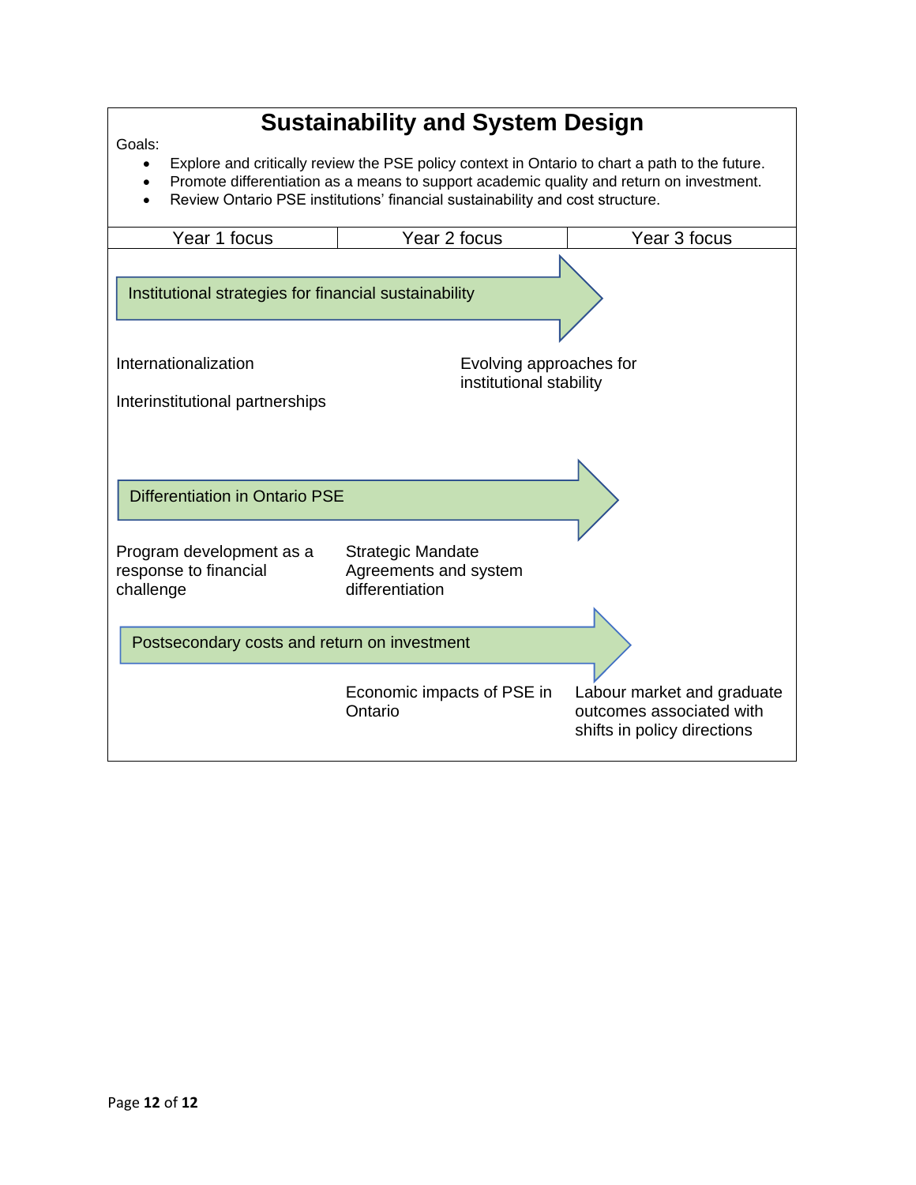# Sustainability and System Design

Goals:

- Explore and critically review the PSE policy context in Ontario to chart a path to the future.
- Promote differentiation as a means to support academic quality and return on investment.
- Review Ontario PSE institutions' financial sustainability and cost structure.

| Year 1 focus | Year 2 focus | Year 3 focus |
|---|---|---|
| **Institutional strategies for financial sustainability** | | |
| Internationalization<br><br>Interinstitutional partnerships | Evolving approaches for institutional stability | |
| **Differentiation in Ontario PSE** | | |
| Program development as a response to financial challenge | Strategic Mandate Agreements and system differentiation | |
| **Postsecondary costs and return on investment** | | |
| | Economic impacts of PSE in Ontario | Labour market and graduate outcomes associated with shifts in policy directions |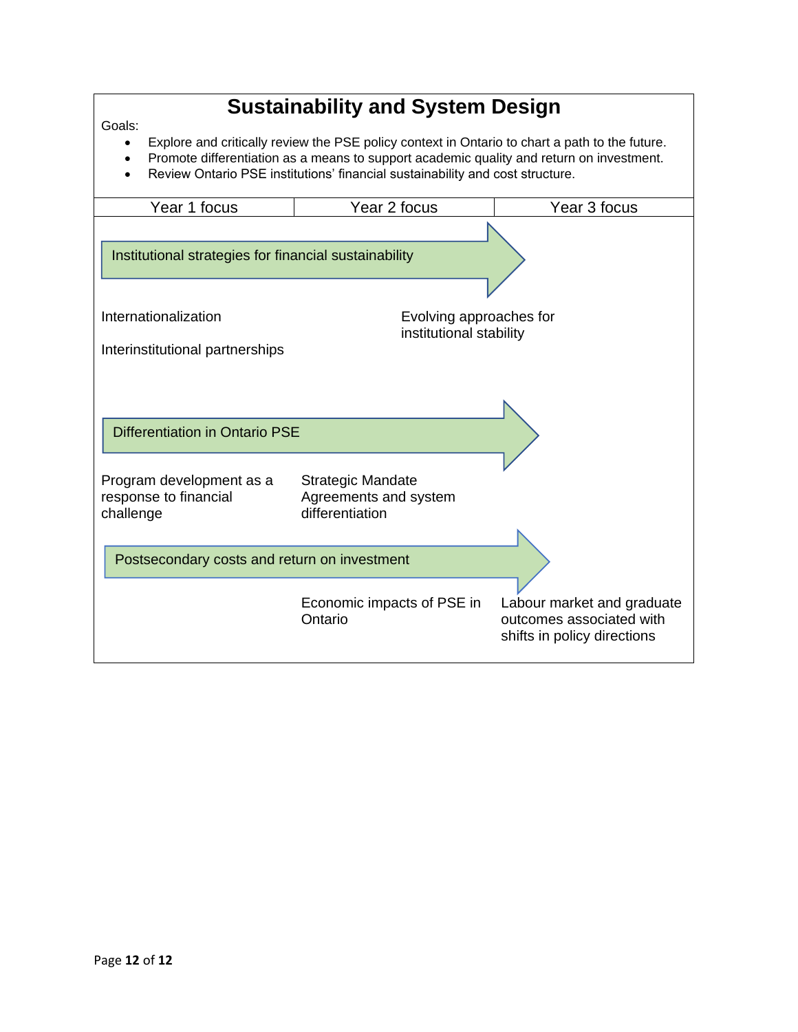# Sustainability and System Design

Goals:

- Explore and critically review the PSE policy context in Ontario to chart a path to the future.
- Promote differentiation as a means to support academic quality and return on investment.
- Review Ontario PSE institutions' financial sustainability and cost structure.

| Year 1 focus | Year 2 focus | Year 3 focus |
|---|---|---|

Institutional strategies for financial sustainability

Internationalization

Interinstitutional partnerships

Evolving approaches for institutional stability

Differentiation in Ontario PSE

Program development as a response to financial challenge

Strategic Mandate Agreements and system differentiation

Postsecondary costs and return on investment

Economic impacts of PSE in Ontario

Labour market and graduate outcomes associated with shifts in policy directions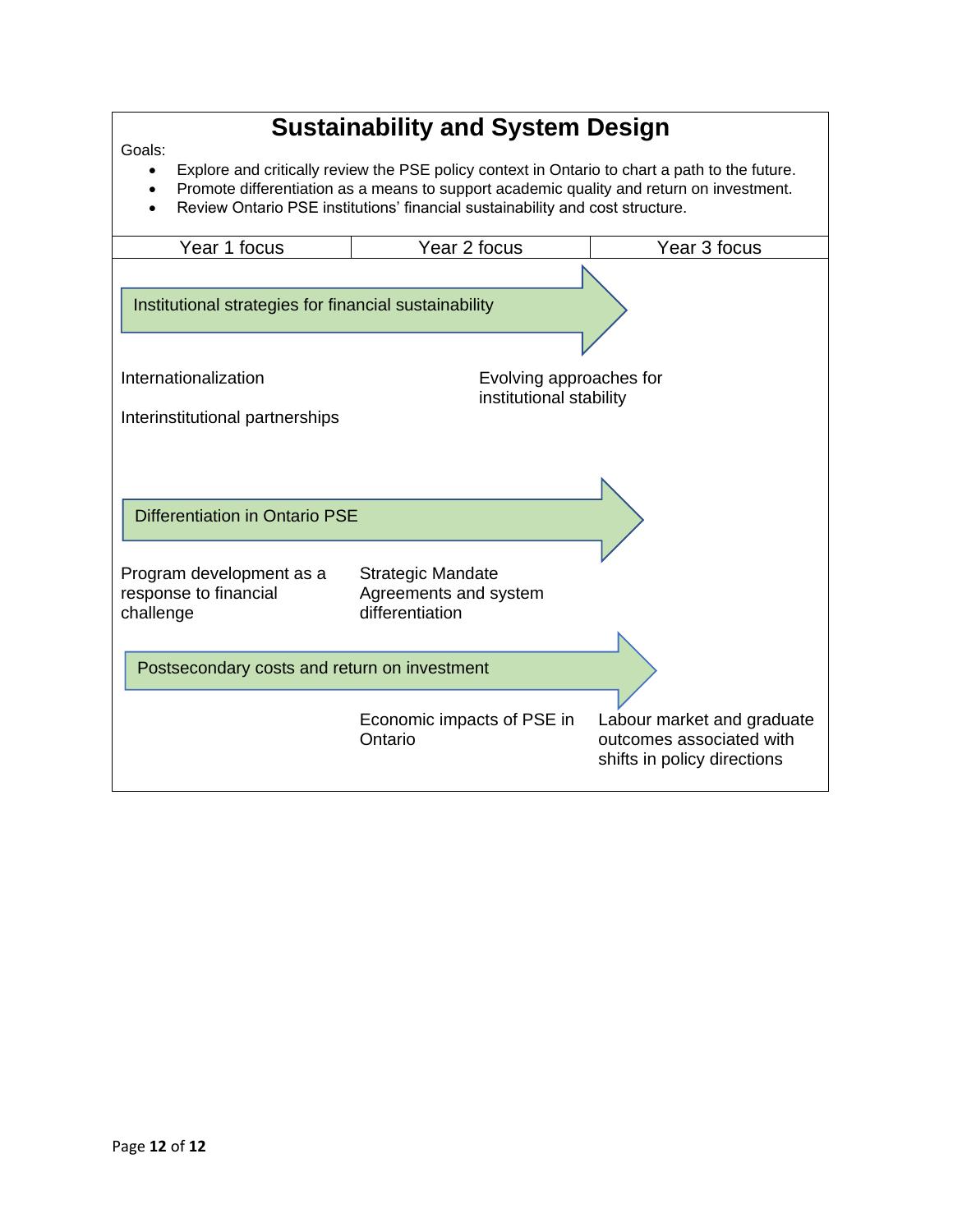# Sustainability and System Design

Goals:

- Explore and critically review the PSE policy context in Ontario to chart a path to the future.
- Promote differentiation as a means to support academic quality and return on investment.
- Review Ontario PSE institutions' financial sustainability and cost structure.

| Year 1 focus | Year 2 focus | Year 3 focus |
|---|---|---|

Institutional strategies for financial sustainability

Internationalization

Interinstitutional partnerships

Evolving approaches for institutional stability

Differentiation in Ontario PSE

Program development as a response to financial challenge

Strategic Mandate Agreements and system differentiation

Postsecondary costs and return on investment

Economic impacts of PSE in Ontario

Labour market and graduate outcomes associated with shifts in policy directions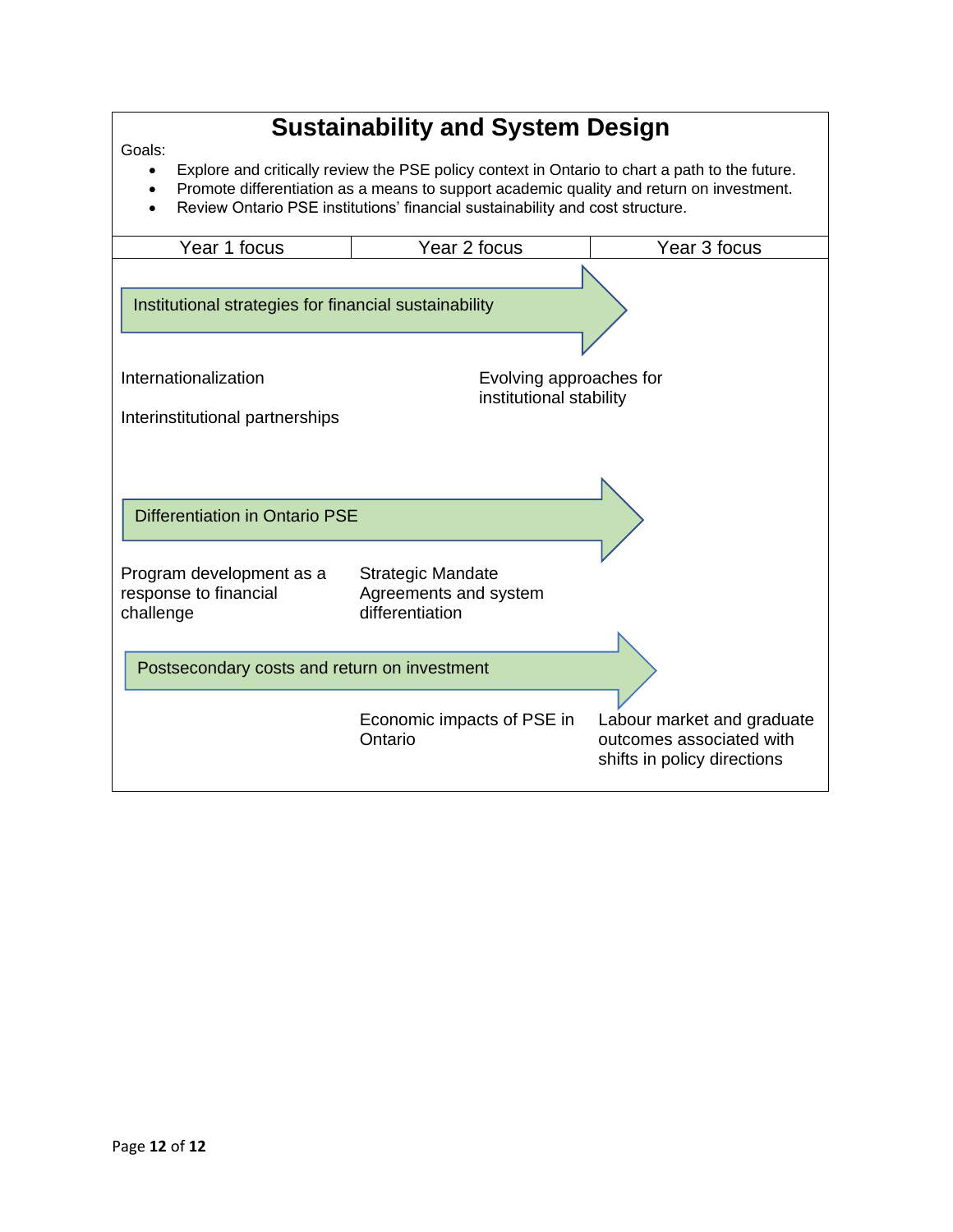# Sustainability and System Design

Goals:

- Explore and critically review the PSE policy context in Ontario to chart a path to the future.
- Promote differentiation as a means to support academic quality and return on investment.
- Review Ontario PSE institutions' financial sustainability and cost structure.

| Year 1 focus | Year 2 focus | Year 3 focus |
|---|---|---|

Institutional strategies for financial sustainability

Internationalization

Interinstitutional partnerships

Evolving approaches for institutional stability

Differentiation in Ontario PSE

Program development as a response to financial challenge

Strategic Mandate Agreements and system differentiation

Postsecondary costs and return on investment

Economic impacts of PSE in Ontario

Labour market and graduate outcomes associated with shifts in policy directions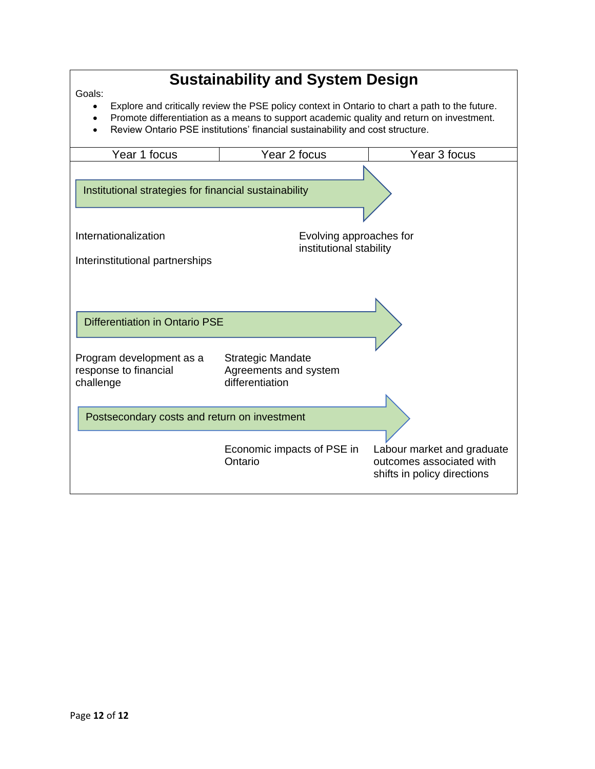# Sustainability and System Design

Goals:

- Explore and critically review the PSE policy context in Ontario to chart a path to the future.
- Promote differentiation as a means to support academic quality and return on investment.
- Review Ontario PSE institutions' financial sustainability and cost structure.

| Year 1 focus | Year 2 focus | Year 3 focus |
|---|---|---|

Institutional strategies for financial sustainability

Internationalization

Interinstitutional partnerships

Evolving approaches for institutional stability

Differentiation in Ontario PSE

Program development as a response to financial challenge

Strategic Mandate Agreements and system differentiation

Postsecondary costs and return on investment

Economic impacts of PSE in Ontario

Labour market and graduate outcomes associated with shifts in policy directions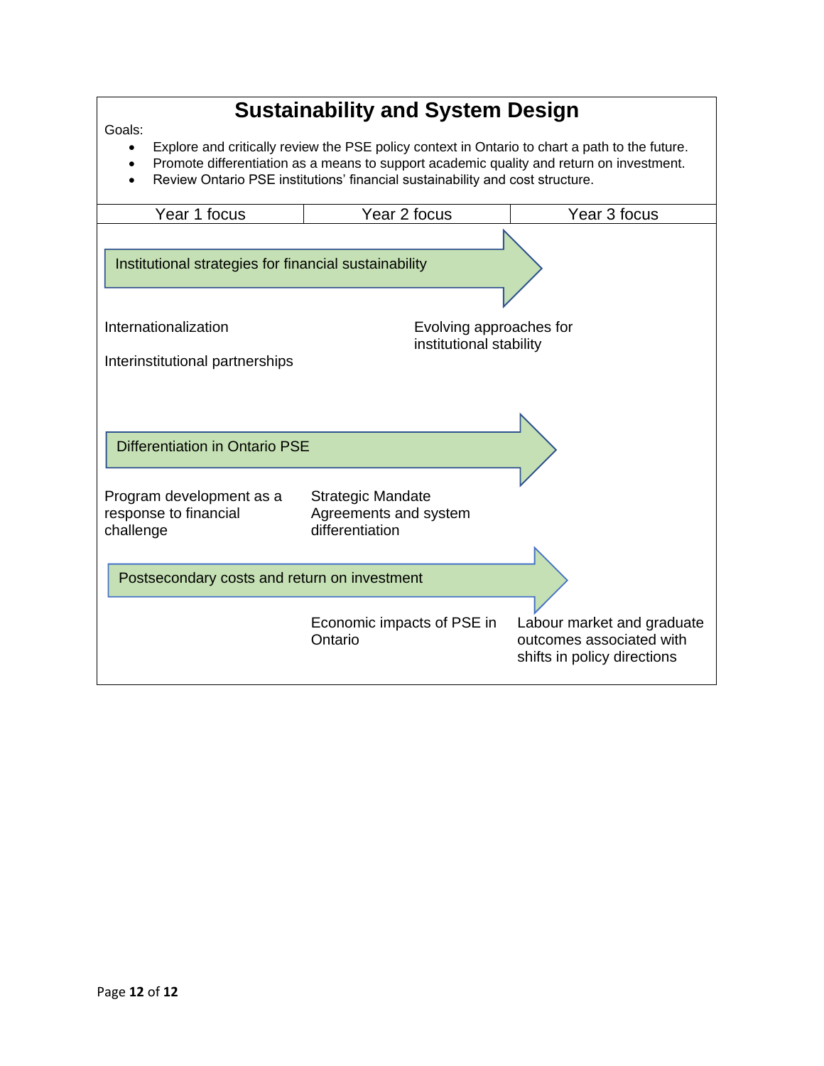# Sustainability and System Design

Goals:

- Explore and critically review the PSE policy context in Ontario to chart a path to the future.
- Promote differentiation as a means to support academic quality and return on investment.
- Review Ontario PSE institutions' financial sustainability and cost structure.

| Year 1 focus | Year 2 focus | Year 3 focus |
|---|---|---|
| Institutional strategies for financial sustainability | | |
| Internationalization<br><br>Interinstitutional partnerships | Evolving approaches for institutional stability | |
| Differentiation in Ontario PSE | | |
| Program development as a response to financial challenge | Strategic Mandate Agreements and system differentiation | |
| Postsecondary costs and return on investment | | |
| | Economic impacts of PSE in Ontario | Labour market and graduate outcomes associated with shifts in policy directions |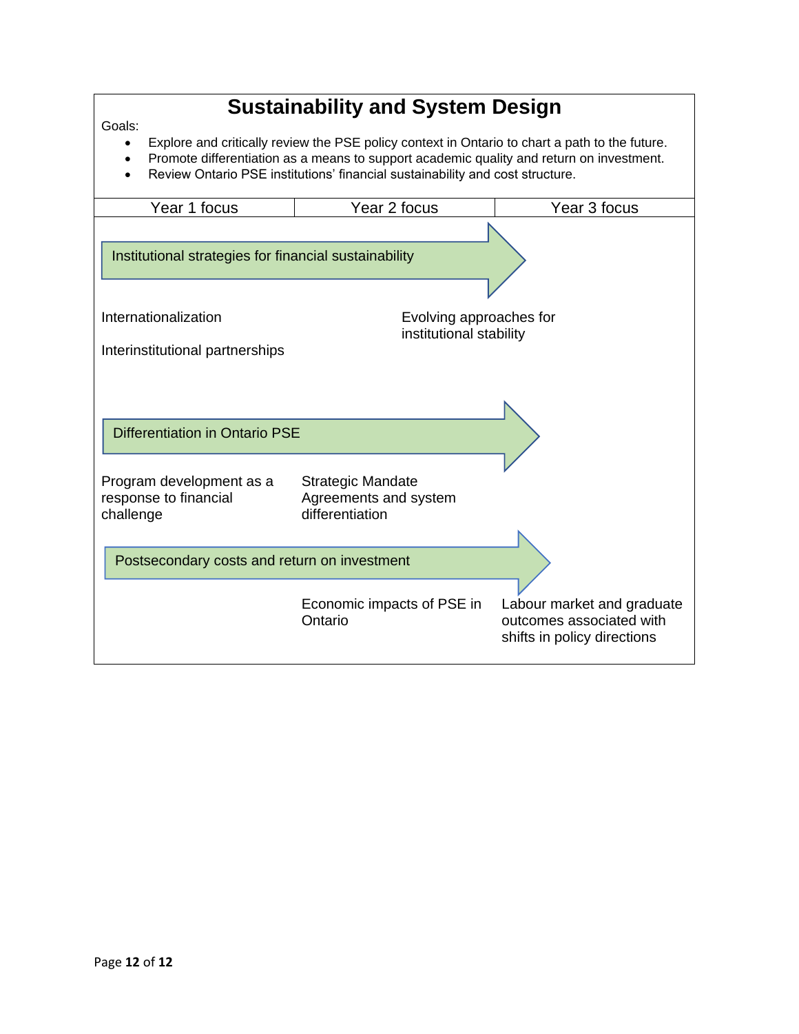# Sustainability and System Design

Goals:

- Explore and critically review the PSE policy context in Ontario to chart a path to the future.
- Promote differentiation as a means to support academic quality and return on investment.
- Review Ontario PSE institutions' financial sustainability and cost structure.

| Year 1 focus | Year 2 focus | Year 3 focus |
|---|---|---|

Institutional strategies for financial sustainability

Internationalization

Interinstitutional partnerships

Evolving approaches for institutional stability

Differentiation in Ontario PSE

Program development as a response to financial challenge

Strategic Mandate Agreements and system differentiation

Postsecondary costs and return on investment

Economic impacts of PSE in Ontario

Labour market and graduate outcomes associated with shifts in policy directions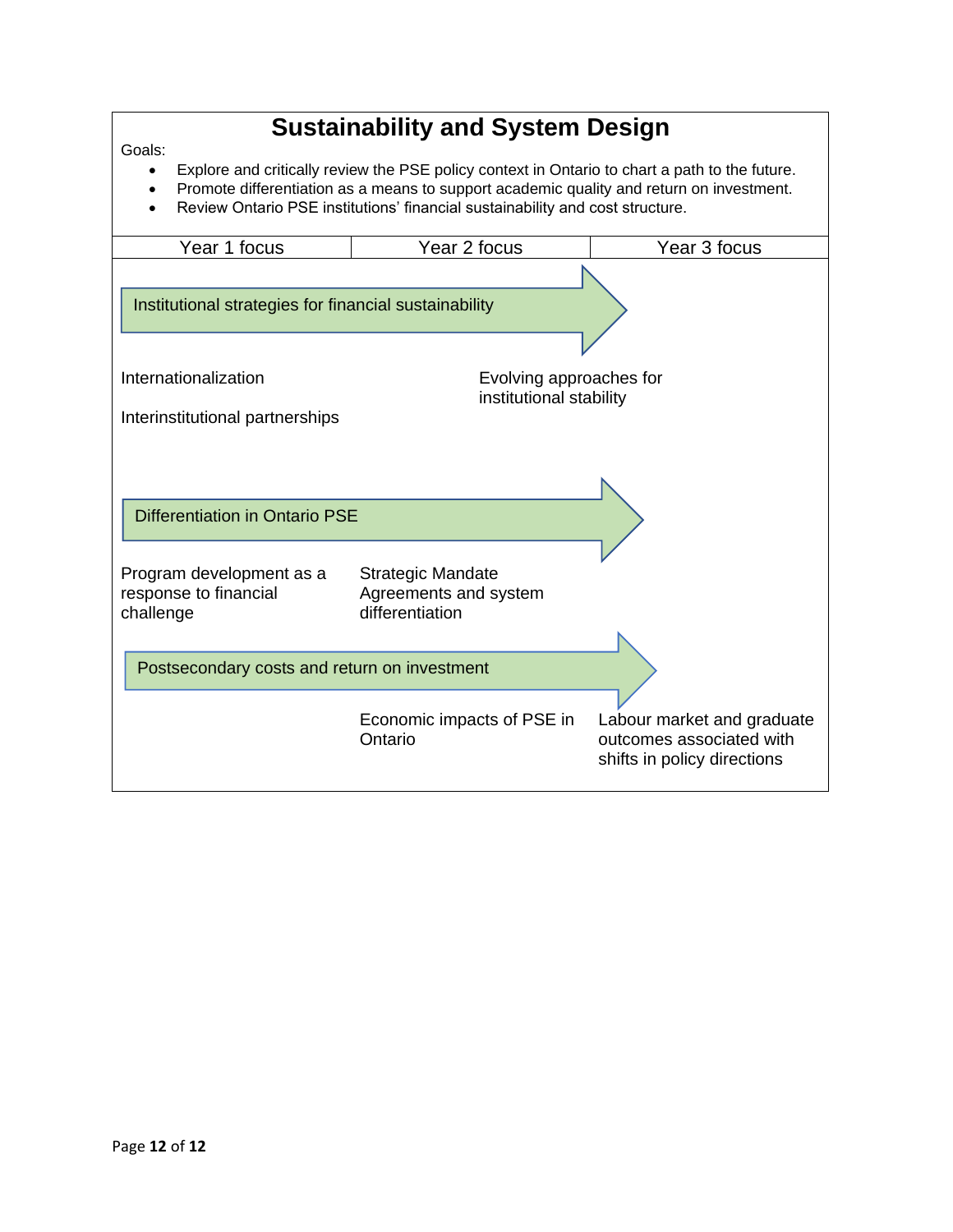# Sustainability and System Design

Goals:

- Explore and critically review the PSE policy context in Ontario to chart a path to the future.
- Promote differentiation as a means to support academic quality and return on investment.
- Review Ontario PSE institutions' financial sustainability and cost structure.

| Year 1 focus | Year 2 focus | Year 3 focus |
|---|---|---|

Institutional strategies for financial sustainability

Internationalization

Interinstitutional partnerships

Evolving approaches for institutional stability

Differentiation in Ontario PSE

Program development as a response to financial challenge

Strategic Mandate Agreements and system differentiation

Postsecondary costs and return on investment

Economic impacts of PSE in Ontario

Labour market and graduate outcomes associated with shifts in policy directions